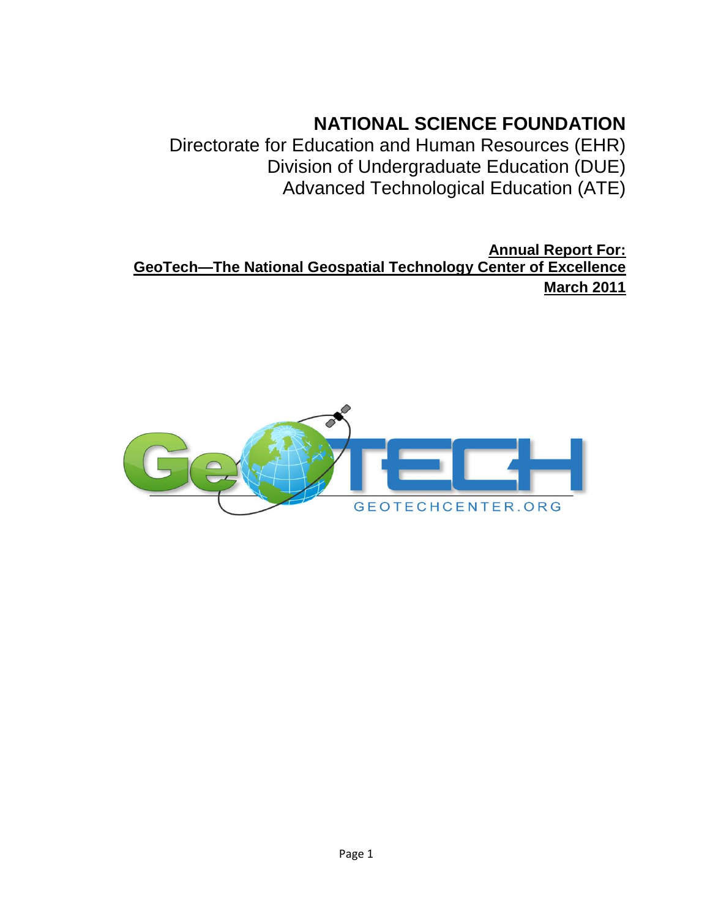# NATIONAL SCIENCE FOUNDATION

Directorate for Education and Human Resources (EHR)
Division of Undergraduate Education (DUE)
Advanced Technological Education (ATE)

**Annual Report For:**
**GeoTech—The National Geospatial Technology Center of Excellence**
**March 2011**

GeoTECH

GEOTECHCENTER.ORG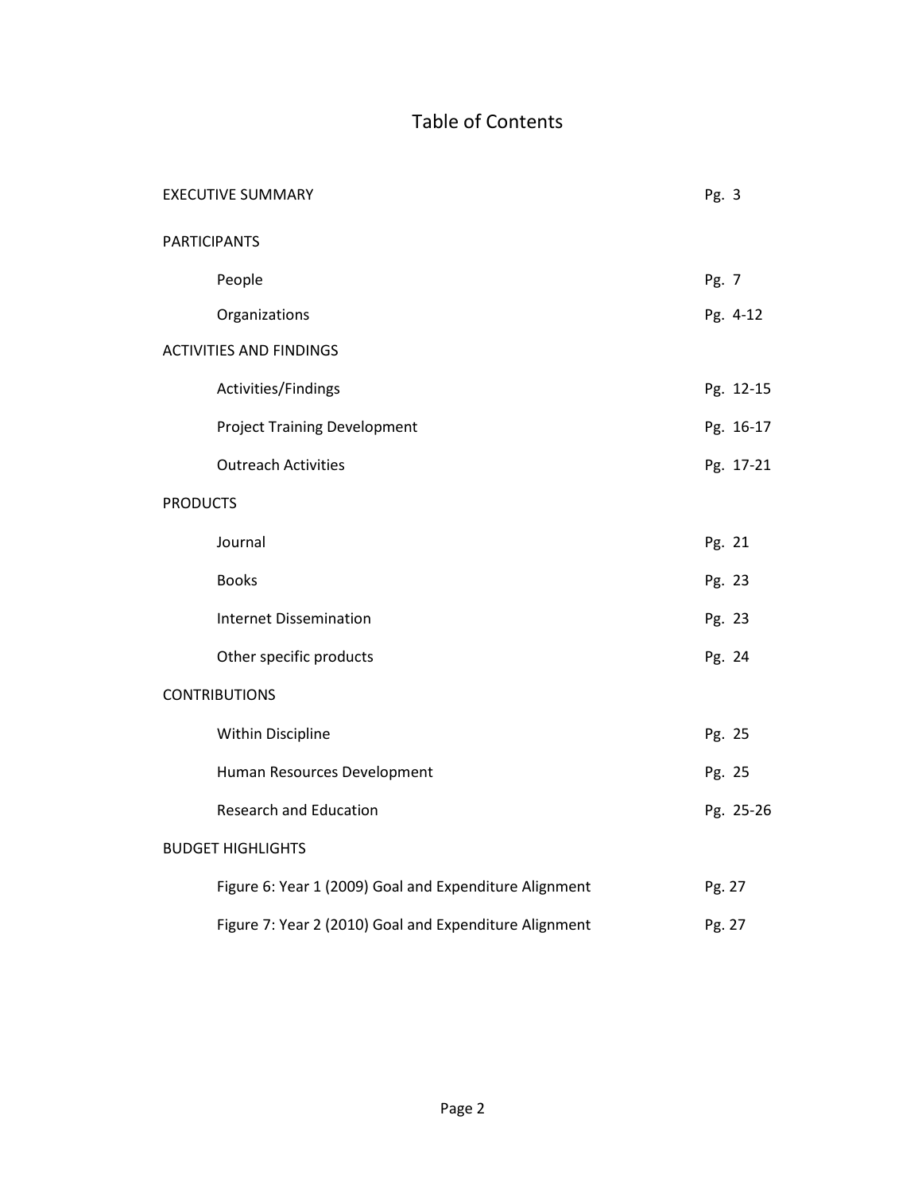# Table of Contents

| | |
|---|---|
| EXECUTIVE SUMMARY | Pg. 3 |
| PARTICIPANTS | |
| People | Pg. 7 |
| Organizations | Pg. 4-12 |
| ACTIVITIES AND FINDINGS | |
| Activities/Findings | Pg. 12-15 |
| Project Training Development | Pg. 16-17 |
| Outreach Activities | Pg. 17-21 |
| PRODUCTS | |
| Journal | Pg. 21 |
| Books | Pg. 23 |
| Internet Dissemination | Pg. 23 |
| Other specific products | Pg. 24 |
| CONTRIBUTIONS | |
| Within Discipline | Pg. 25 |
| Human Resources Development | Pg. 25 |
| Research and Education | Pg. 25-26 |
| BUDGET HIGHLIGHTS | |
| Figure 6: Year 1 (2009) Goal and Expenditure Alignment | Pg. 27 |
| Figure 7: Year 2 (2010) Goal and Expenditure Alignment | Pg. 27 |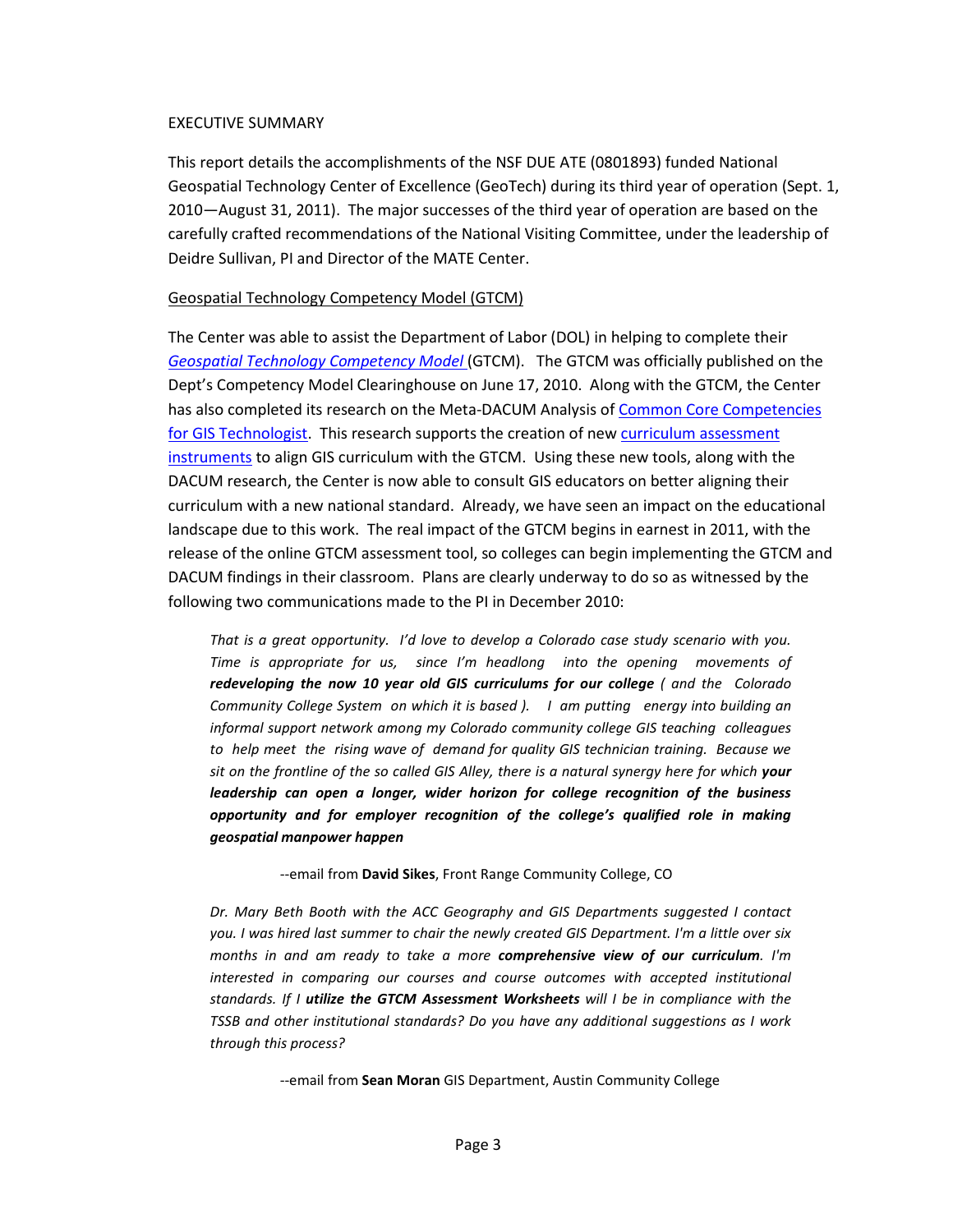EXECUTIVE SUMMARY

This report details the accomplishments of the NSF DUE ATE (0801893) funded National Geospatial Technology Center of Excellence (GeoTech) during its third year of operation (Sept. 1, 2010—August 31, 2011). The major successes of the third year of operation are based on the carefully crafted recommendations of the National Visiting Committee, under the leadership of Deidre Sullivan, PI and Director of the MATE Center.

Geospatial Technology Competency Model (GTCM)

The Center was able to assist the Department of Labor (DOL) in helping to complete their *Geospatial Technology Competency Model* (GTCM). The GTCM was officially published on the Dept's Competency Model Clearinghouse on June 17, 2010. Along with the GTCM, the Center has also completed its research on the Meta-DACUM Analysis of Common Core Competencies for GIS Technologist. This research supports the creation of new curriculum assessment instruments to align GIS curriculum with the GTCM. Using these new tools, along with the DACUM research, the Center is now able to consult GIS educators on better aligning their curriculum with a new national standard. Already, we have seen an impact on the educational landscape due to this work. The real impact of the GTCM begins in earnest in 2011, with the release of the online GTCM assessment tool, so colleges can begin implementing the GTCM and DACUM findings in their classroom. Plans are clearly underway to do so as witnessed by the following two communications made to the PI in December 2010:

> *That is a great opportunity. I'd love to develop a Colorado case study scenario with you. Time is appropriate for us, since I'm headlong into the opening movements of* ***redeveloping the now 10 year old GIS curriculums for our college*** *( and the Colorado Community College System on which it is based ). I am putting energy into building an informal support network among my Colorado community college GIS teaching colleagues to help meet the rising wave of demand for quality GIS technician training. Because we sit on the frontline of the so called GIS Alley, there is a natural synergy here for which* ***your leadership can open a longer, wider horizon for college recognition of the business opportunity and for employer recognition of the college's qualified role in making geospatial manpower happen***
>
> --email from **David Sikes**, Front Range Community College, CO

> *Dr. Mary Beth Booth with the ACC Geography and GIS Departments suggested I contact you. I was hired last summer to chair the newly created GIS Department. I'm a little over six months in and am ready to take a more* ***comprehensive view of our curriculum****. I'm interested in comparing our courses and course outcomes with accepted institutional standards. If I* ***utilize the GTCM Assessment Worksheets*** *will I be in compliance with the TSSB and other institutional standards? Do you have any additional suggestions as I work through this process?*
>
> --email from **Sean Moran** GIS Department, Austin Community College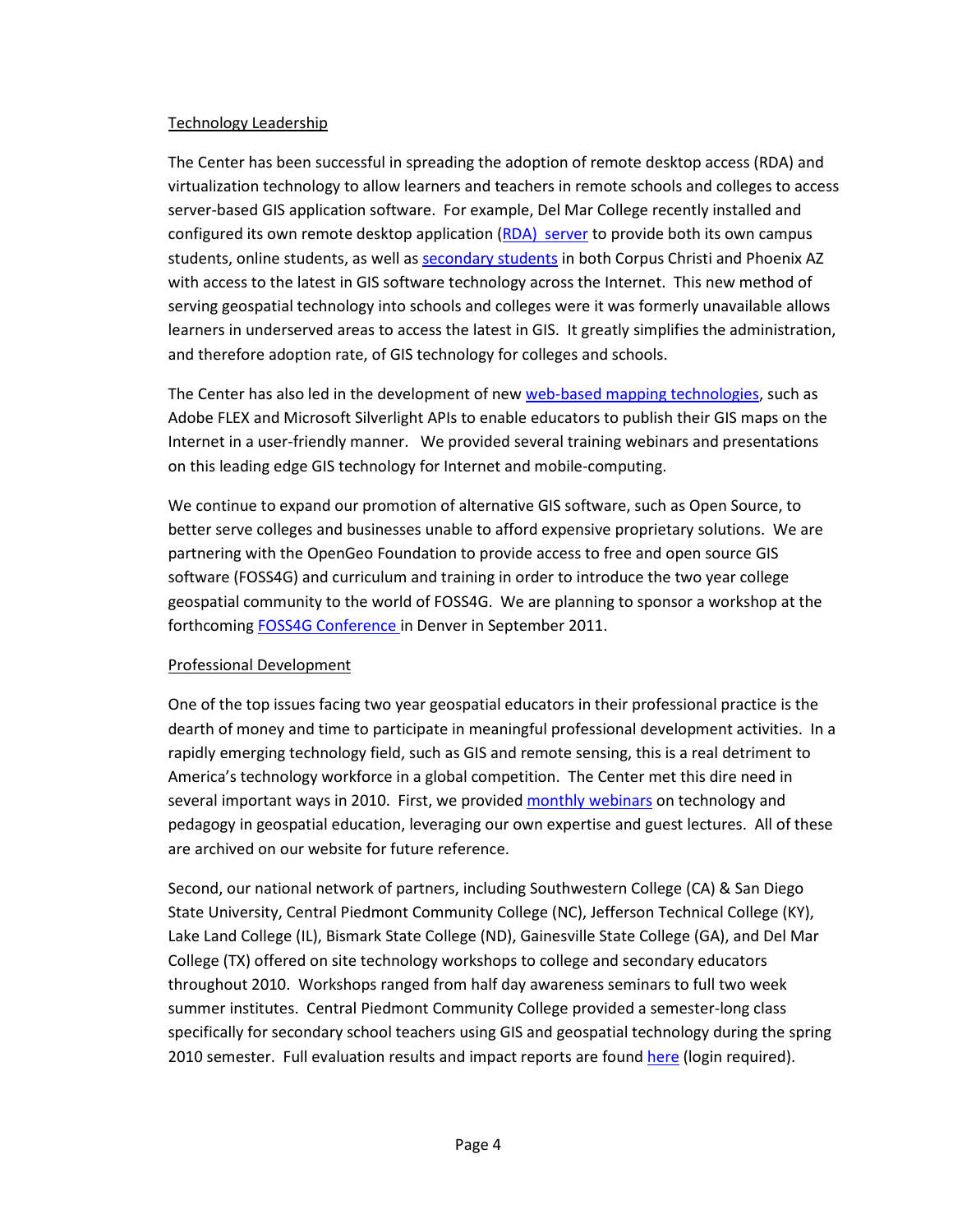Technology Leadership

The Center has been successful in spreading the adoption of remote desktop access (RDA) and virtualization technology to allow learners and teachers in remote schools and colleges to access server-based GIS application software. For example, Del Mar College recently installed and configured its own remote desktop application (RDA) server to provide both its own campus students, online students, as well as secondary students in both Corpus Christi and Phoenix AZ with access to the latest in GIS software technology across the Internet. This new method of serving geospatial technology into schools and colleges were it was formerly unavailable allows learners in underserved areas to access the latest in GIS. It greatly simplifies the administration, and therefore adoption rate, of GIS technology for colleges and schools.

The Center has also led in the development of new web-based mapping technologies, such as Adobe FLEX and Microsoft Silverlight APIs to enable educators to publish their GIS maps on the Internet in a user-friendly manner. We provided several training webinars and presentations on this leading edge GIS technology for Internet and mobile-computing.

We continue to expand our promotion of alternative GIS software, such as Open Source, to better serve colleges and businesses unable to afford expensive proprietary solutions. We are partnering with the OpenGeo Foundation to provide access to free and open source GIS software (FOSS4G) and curriculum and training in order to introduce the two year college geospatial community to the world of FOSS4G. We are planning to sponsor a workshop at the forthcoming FOSS4G Conference in Denver in September 2011.

Professional Development

One of the top issues facing two year geospatial educators in their professional practice is the dearth of money and time to participate in meaningful professional development activities. In a rapidly emerging technology field, such as GIS and remote sensing, this is a real detriment to America's technology workforce in a global competition. The Center met this dire need in several important ways in 2010. First, we provided monthly webinars on technology and pedagogy in geospatial education, leveraging our own expertise and guest lectures. All of these are archived on our website for future reference.

Second, our national network of partners, including Southwestern College (CA) & San Diego State University, Central Piedmont Community College (NC), Jefferson Technical College (KY), Lake Land College (IL), Bismark State College (ND), Gainesville State College (GA), and Del Mar College (TX) offered on site technology workshops to college and secondary educators throughout 2010. Workshops ranged from half day awareness seminars to full two week summer institutes. Central Piedmont Community College provided a semester-long class specifically for secondary school teachers using GIS and geospatial technology during the spring 2010 semester. Full evaluation results and impact reports are found here (login required).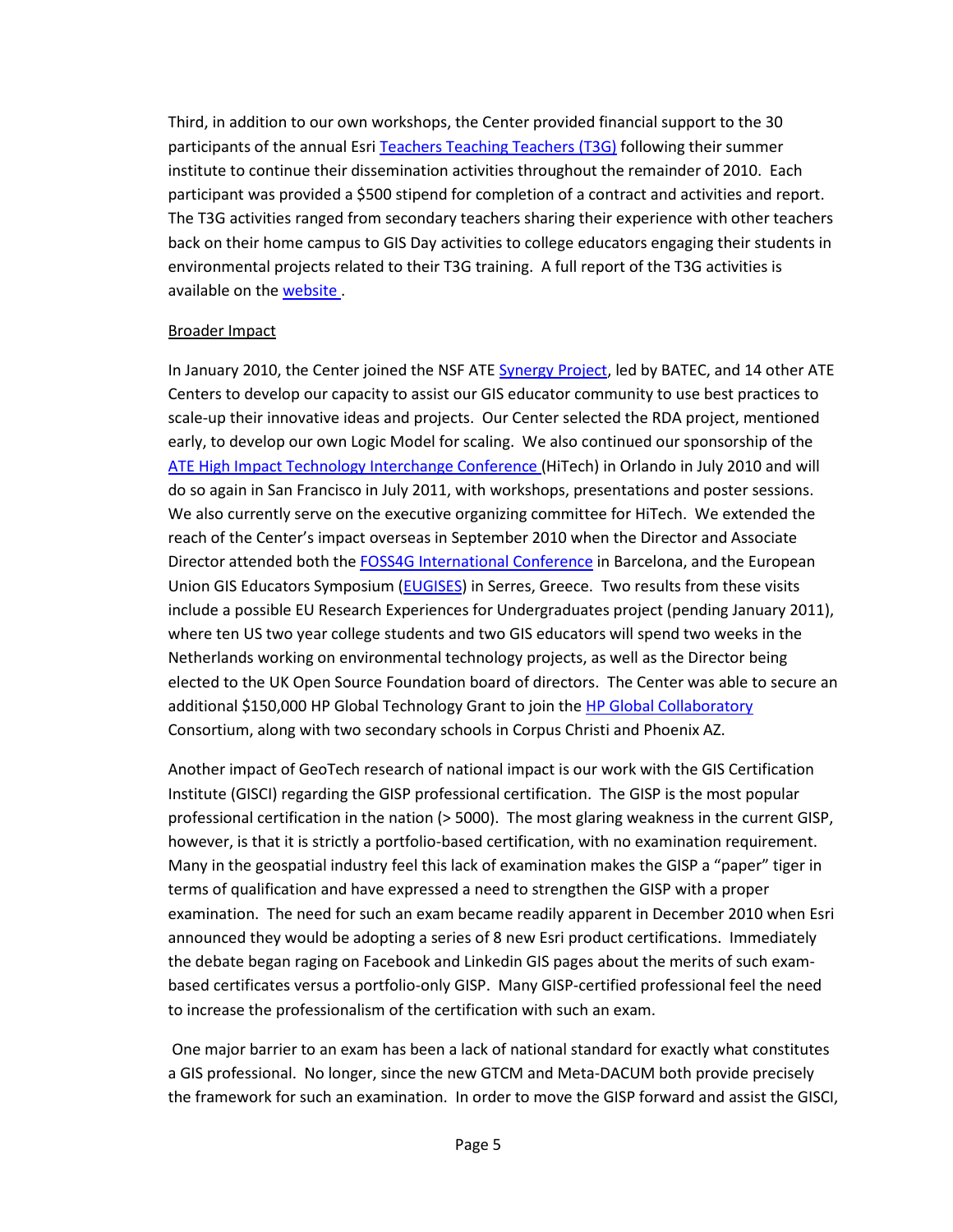Third, in addition to our own workshops, the Center provided financial support to the 30 participants of the annual Esri Teachers Teaching Teachers (T3G) following their summer institute to continue their dissemination activities throughout the remainder of 2010. Each participant was provided a $500 stipend for completion of a contract and activities and report. The T3G activities ranged from secondary teachers sharing their experience with other teachers back on their home campus to GIS Day activities to college educators engaging their students in environmental projects related to their T3G training. A full report of the T3G activities is available on the website .

Broader Impact

In January 2010, the Center joined the NSF ATE Synergy Project, led by BATEC, and 14 other ATE Centers to develop our capacity to assist our GIS educator community to use best practices to scale-up their innovative ideas and projects. Our Center selected the RDA project, mentioned early, to develop our own Logic Model for scaling. We also continued our sponsorship of the ATE High Impact Technology Interchange Conference (HiTech) in Orlando in July 2010 and will do so again in San Francisco in July 2011, with workshops, presentations and poster sessions. We also currently serve on the executive organizing committee for HiTech. We extended the reach of the Center's impact overseas in September 2010 when the Director and Associate Director attended both the FOSS4G International Conference in Barcelona, and the European Union GIS Educators Symposium (EUGISES) in Serres, Greece. Two results from these visits include a possible EU Research Experiences for Undergraduates project (pending January 2011), where ten US two year college students and two GIS educators will spend two weeks in the Netherlands working on environmental technology projects, as well as the Director being elected to the UK Open Source Foundation board of directors. The Center was able to secure an additional $150,000 HP Global Technology Grant to join the HP Global Collaboratory Consortium, along with two secondary schools in Corpus Christi and Phoenix AZ.

Another impact of GeoTech research of national impact is our work with the GIS Certification Institute (GISCI) regarding the GISP professional certification. The GISP is the most popular professional certification in the nation (> 5000). The most glaring weakness in the current GISP, however, is that it is strictly a portfolio-based certification, with no examination requirement. Many in the geospatial industry feel this lack of examination makes the GISP a "paper" tiger in terms of qualification and have expressed a need to strengthen the GISP with a proper examination. The need for such an exam became readily apparent in December 2010 when Esri announced they would be adopting a series of 8 new Esri product certifications. Immediately the debate began raging on Facebook and Linkedin GIS pages about the merits of such exam-based certificates versus a portfolio-only GISP. Many GISP-certified professional feel the need to increase the professionalism of the certification with such an exam.

One major barrier to an exam has been a lack of national standard for exactly what constitutes a GIS professional. No longer, since the new GTCM and Meta-DACUM both provide precisely the framework for such an examination. In order to move the GISP forward and assist the GISCI,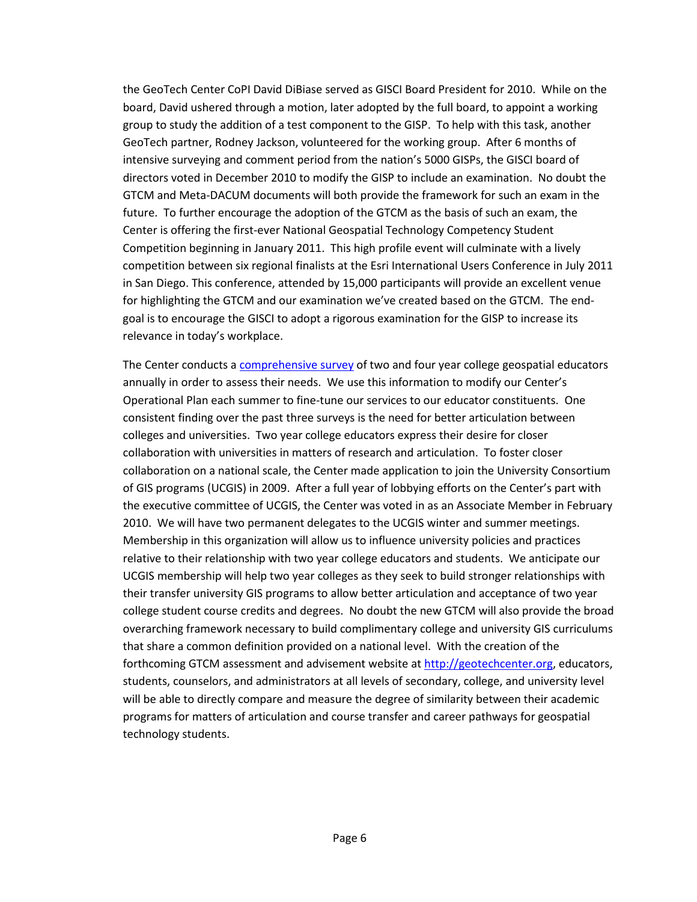the GeoTech Center CoPI David DiBiase served as GISCI Board President for 2010. While on the board, David ushered through a motion, later adopted by the full board, to appoint a working group to study the addition of a test component to the GISP. To help with this task, another GeoTech partner, Rodney Jackson, volunteered for the working group. After 6 months of intensive surveying and comment period from the nation's 5000 GISPs, the GISCI board of directors voted in December 2010 to modify the GISP to include an examination. No doubt the GTCM and Meta-DACUM documents will both provide the framework for such an exam in the future. To further encourage the adoption of the GTCM as the basis of such an exam, the Center is offering the first-ever National Geospatial Technology Competency Student Competition beginning in January 2011. This high profile event will culminate with a lively competition between six regional finalists at the Esri International Users Conference in July 2011 in San Diego. This conference, attended by 15,000 participants will provide an excellent venue for highlighting the GTCM and our examination we've created based on the GTCM. The end-goal is to encourage the GISCI to adopt a rigorous examination for the GISP to increase its relevance in today's workplace.

The Center conducts a comprehensive survey of two and four year college geospatial educators annually in order to assess their needs. We use this information to modify our Center's Operational Plan each summer to fine-tune our services to our educator constituents. One consistent finding over the past three surveys is the need for better articulation between colleges and universities. Two year college educators express their desire for closer collaboration with universities in matters of research and articulation. To foster closer collaboration on a national scale, the Center made application to join the University Consortium of GIS programs (UCGIS) in 2009. After a full year of lobbying efforts on the Center's part with the executive committee of UCGIS, the Center was voted in as an Associate Member in February 2010. We will have two permanent delegates to the UCGIS winter and summer meetings. Membership in this organization will allow us to influence university policies and practices relative to their relationship with two year college educators and students. We anticipate our UCGIS membership will help two year colleges as they seek to build stronger relationships with their transfer university GIS programs to allow better articulation and acceptance of two year college student course credits and degrees. No doubt the new GTCM will also provide the broad overarching framework necessary to build complimentary college and university GIS curriculums that share a common definition provided on a national level. With the creation of the forthcoming GTCM assessment and advisement website at http://geotechcenter.org, educators, students, counselors, and administrators at all levels of secondary, college, and university level will be able to directly compare and measure the degree of similarity between their academic programs for matters of articulation and course transfer and career pathways for geospatial technology students.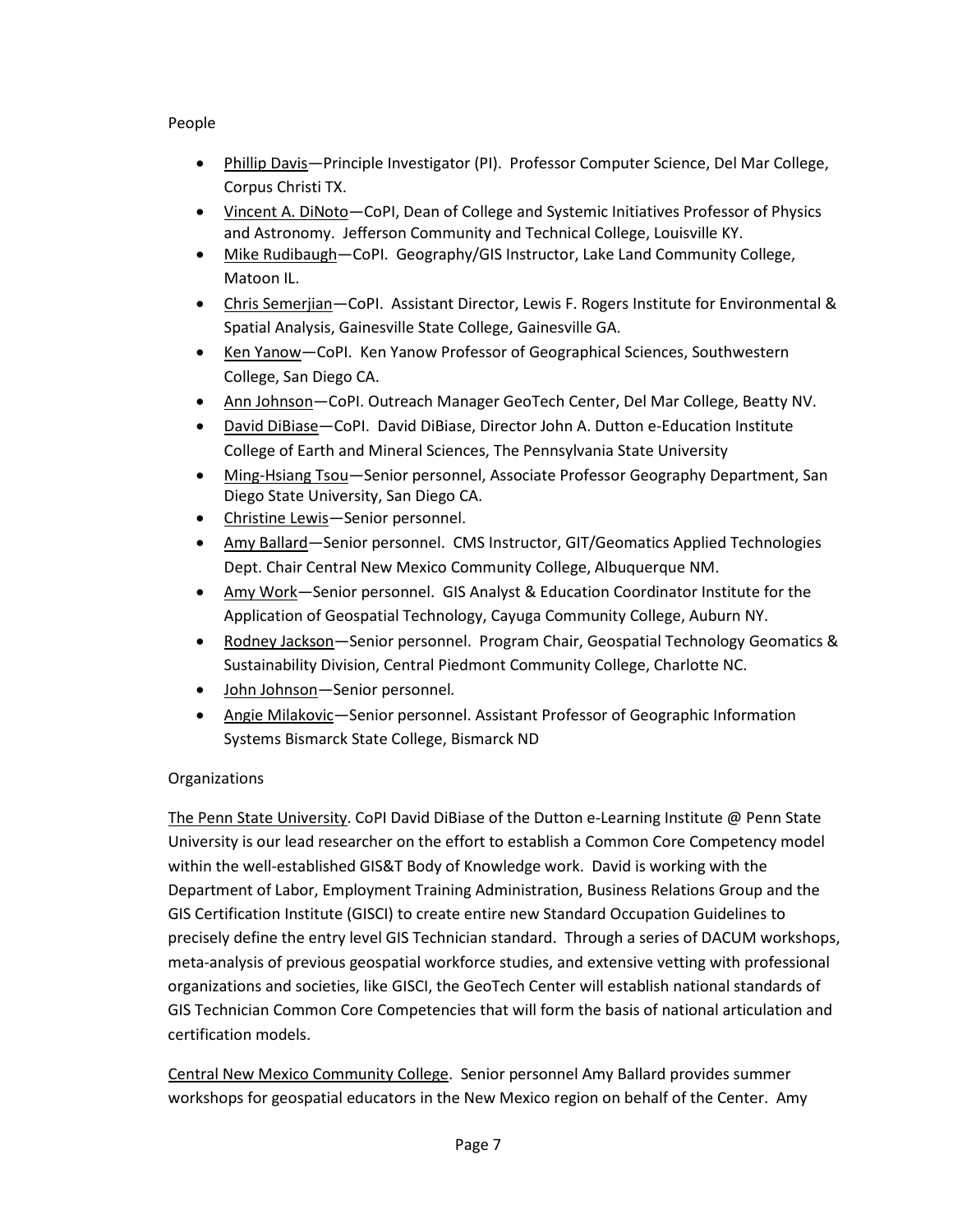People

- Phillip Davis—Principle Investigator (PI). Professor Computer Science, Del Mar College, Corpus Christi TX.
- Vincent A. DiNoto—CoPI, Dean of College and Systemic Initiatives Professor of Physics and Astronomy. Jefferson Community and Technical College, Louisville KY.
- Mike Rudibaugh—CoPI. Geography/GIS Instructor, Lake Land Community College, Matoon IL.
- Chris Semerjian—CoPI. Assistant Director, Lewis F. Rogers Institute for Environmental & Spatial Analysis, Gainesville State College, Gainesville GA.
- Ken Yanow—CoPI. Ken Yanow Professor of Geographical Sciences, Southwestern College, San Diego CA.
- Ann Johnson—CoPI. Outreach Manager GeoTech Center, Del Mar College, Beatty NV.
- David DiBiase—CoPI. David DiBiase, Director John A. Dutton e-Education Institute College of Earth and Mineral Sciences, The Pennsylvania State University
- Ming-Hsiang Tsou—Senior personnel, Associate Professor Geography Department, San Diego State University, San Diego CA.
- Christine Lewis—Senior personnel.
- Amy Ballard—Senior personnel. CMS Instructor, GIT/Geomatics Applied Technologies Dept. Chair Central New Mexico Community College, Albuquerque NM.
- Amy Work—Senior personnel. GIS Analyst & Education Coordinator Institute for the Application of Geospatial Technology, Cayuga Community College, Auburn NY.
- Rodney Jackson—Senior personnel. Program Chair, Geospatial Technology Geomatics & Sustainability Division, Central Piedmont Community College, Charlotte NC.
- John Johnson—Senior personnel.
- Angie Milakovic—Senior personnel. Assistant Professor of Geographic Information Systems Bismarck State College, Bismarck ND

Organizations

The Penn State University. CoPI David DiBiase of the Dutton e-Learning Institute @ Penn State University is our lead researcher on the effort to establish a Common Core Competency model within the well-established GIS&T Body of Knowledge work. David is working with the Department of Labor, Employment Training Administration, Business Relations Group and the GIS Certification Institute (GISCI) to create entire new Standard Occupation Guidelines to precisely define the entry level GIS Technician standard. Through a series of DACUM workshops, meta-analysis of previous geospatial workforce studies, and extensive vetting with professional organizations and societies, like GISCI, the GeoTech Center will establish national standards of GIS Technician Common Core Competencies that will form the basis of national articulation and certification models.

Central New Mexico Community College. Senior personnel Amy Ballard provides summer workshops for geospatial educators in the New Mexico region on behalf of the Center. Amy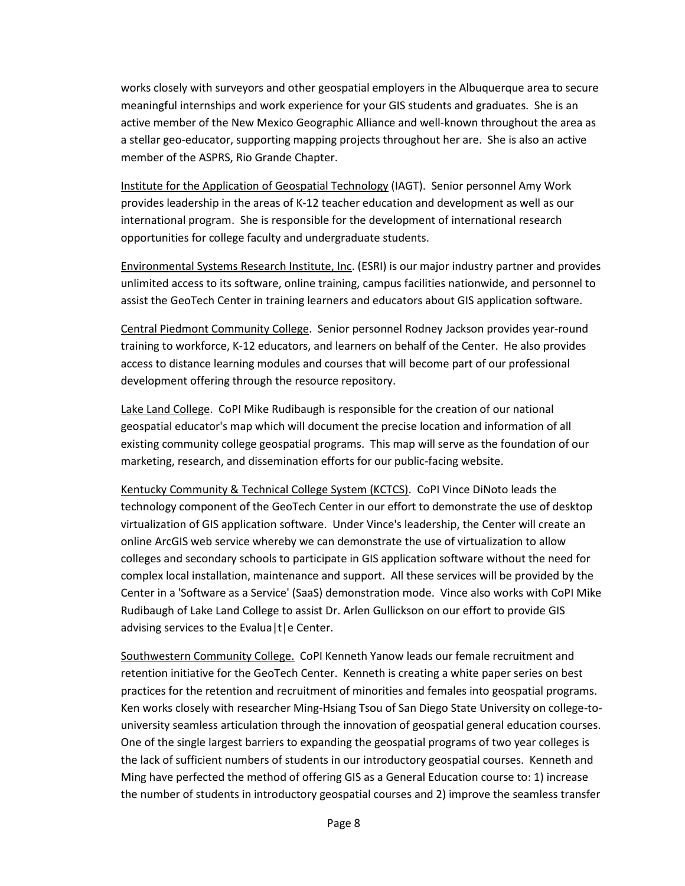works closely with surveyors and other geospatial employers in the Albuquerque area to secure meaningful internships and work experience for your GIS students and graduates. She is an active member of the New Mexico Geographic Alliance and well-known throughout the area as a stellar geo-educator, supporting mapping projects throughout her are. She is also an active member of the ASPRS, Rio Grande Chapter.

<u>Institute for the Application of Geospatial Technology</u> (IAGT). Senior personnel Amy Work provides leadership in the areas of K-12 teacher education and development as well as our international program. She is responsible for the development of international research opportunities for college faculty and undergraduate students.

<u>Environmental Systems Research Institute, Inc</u>. (ESRI) is our major industry partner and provides unlimited access to its software, online training, campus facilities nationwide, and personnel to assist the GeoTech Center in training learners and educators about GIS application software.

<u>Central Piedmont Community College</u>. Senior personnel Rodney Jackson provides year-round training to workforce, K-12 educators, and learners on behalf of the Center. He also provides access to distance learning modules and courses that will become part of our professional development offering through the resource repository.

<u>Lake Land College</u>. CoPI Mike Rudibaugh is responsible for the creation of our national geospatial educator's map which will document the precise location and information of all existing community college geospatial programs. This map will serve as the foundation of our marketing, research, and dissemination efforts for our public-facing website.

<u>Kentucky Community & Technical College System (KCTCS)</u>. CoPI Vince DiNoto leads the technology component of the GeoTech Center in our effort to demonstrate the use of desktop virtualization of GIS application software. Under Vince's leadership, the Center will create an online ArcGIS web service whereby we can demonstrate the use of virtualization to allow colleges and secondary schools to participate in GIS application software without the need for complex local installation, maintenance and support. All these services will be provided by the Center in a 'Software as a Service' (SaaS) demonstration mode. Vince also works with CoPI Mike Rudibaugh of Lake Land College to assist Dr. Arlen Gullickson on our effort to provide GIS advising services to the Evalua|t|e Center.

<u>Southwestern Community College.</u> CoPI Kenneth Yanow leads our female recruitment and retention initiative for the GeoTech Center. Kenneth is creating a white paper series on best practices for the retention and recruitment of minorities and females into geospatial programs. Ken works closely with researcher Ming-Hsiang Tsou of San Diego State University on college-to-university seamless articulation through the innovation of geospatial general education courses. One of the single largest barriers to expanding the geospatial programs of two year colleges is the lack of sufficient numbers of students in our introductory geospatial courses. Kenneth and Ming have perfected the method of offering GIS as a General Education course to: 1) increase the number of students in introductory geospatial courses and 2) improve the seamless transfer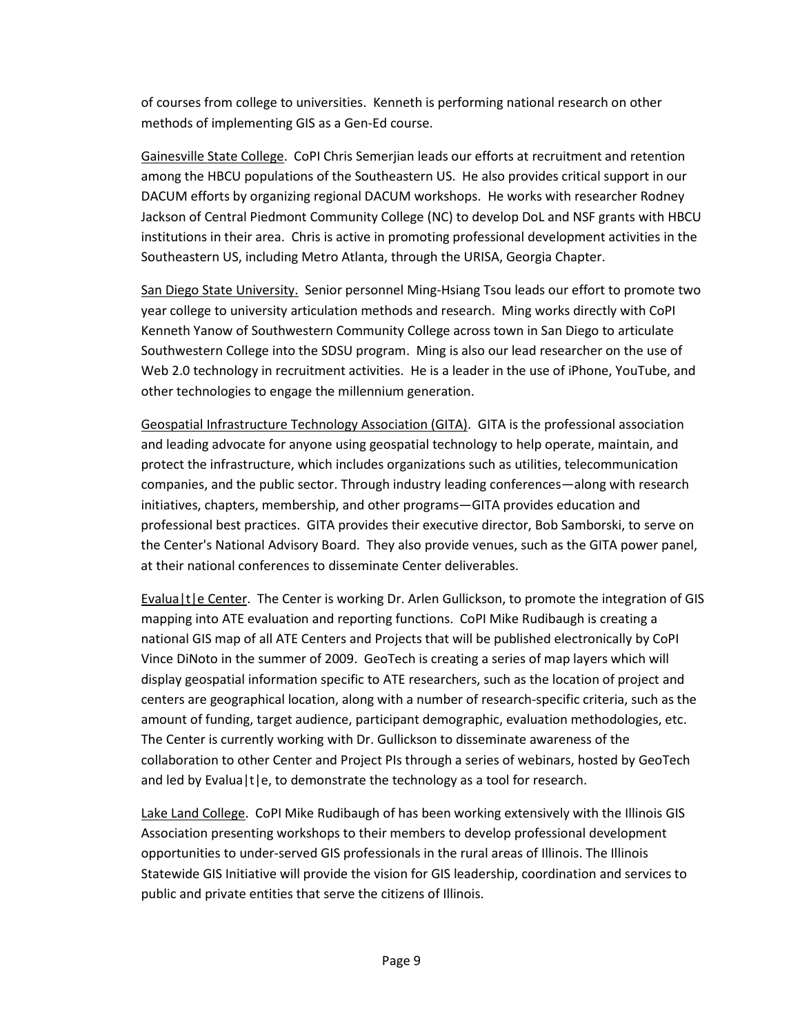of courses from college to universities. Kenneth is performing national research on other methods of implementing GIS as a Gen-Ed course.

Gainesville State College. CoPI Chris Semerjian leads our efforts at recruitment and retention among the HBCU populations of the Southeastern US. He also provides critical support in our DACUM efforts by organizing regional DACUM workshops. He works with researcher Rodney Jackson of Central Piedmont Community College (NC) to develop DoL and NSF grants with HBCU institutions in their area. Chris is active in promoting professional development activities in the Southeastern US, including Metro Atlanta, through the URISA, Georgia Chapter.

San Diego State University. Senior personnel Ming-Hsiang Tsou leads our effort to promote two year college to university articulation methods and research. Ming works directly with CoPI Kenneth Yanow of Southwestern Community College across town in San Diego to articulate Southwestern College into the SDSU program. Ming is also our lead researcher on the use of Web 2.0 technology in recruitment activities. He is a leader in the use of iPhone, YouTube, and other technologies to engage the millennium generation.

Geospatial Infrastructure Technology Association (GITA). GITA is the professional association and leading advocate for anyone using geospatial technology to help operate, maintain, and protect the infrastructure, which includes organizations such as utilities, telecommunication companies, and the public sector. Through industry leading conferences—along with research initiatives, chapters, membership, and other programs—GITA provides education and professional best practices. GITA provides their executive director, Bob Samborski, to serve on the Center's National Advisory Board. They also provide venues, such as the GITA power panel, at their national conferences to disseminate Center deliverables.

Evalua|t|e Center. The Center is working Dr. Arlen Gullickson, to promote the integration of GIS mapping into ATE evaluation and reporting functions. CoPI Mike Rudibaugh is creating a national GIS map of all ATE Centers and Projects that will be published electronically by CoPI Vince DiNoto in the summer of 2009. GeoTech is creating a series of map layers which will display geospatial information specific to ATE researchers, such as the location of project and centers are geographical location, along with a number of research-specific criteria, such as the amount of funding, target audience, participant demographic, evaluation methodologies, etc. The Center is currently working with Dr. Gullickson to disseminate awareness of the collaboration to other Center and Project PIs through a series of webinars, hosted by GeoTech and led by Evalua|t|e, to demonstrate the technology as a tool for research.

Lake Land College. CoPI Mike Rudibaugh of has been working extensively with the Illinois GIS Association presenting workshops to their members to develop professional development opportunities to under-served GIS professionals in the rural areas of Illinois. The Illinois Statewide GIS Initiative will provide the vision for GIS leadership, coordination and services to public and private entities that serve the citizens of Illinois.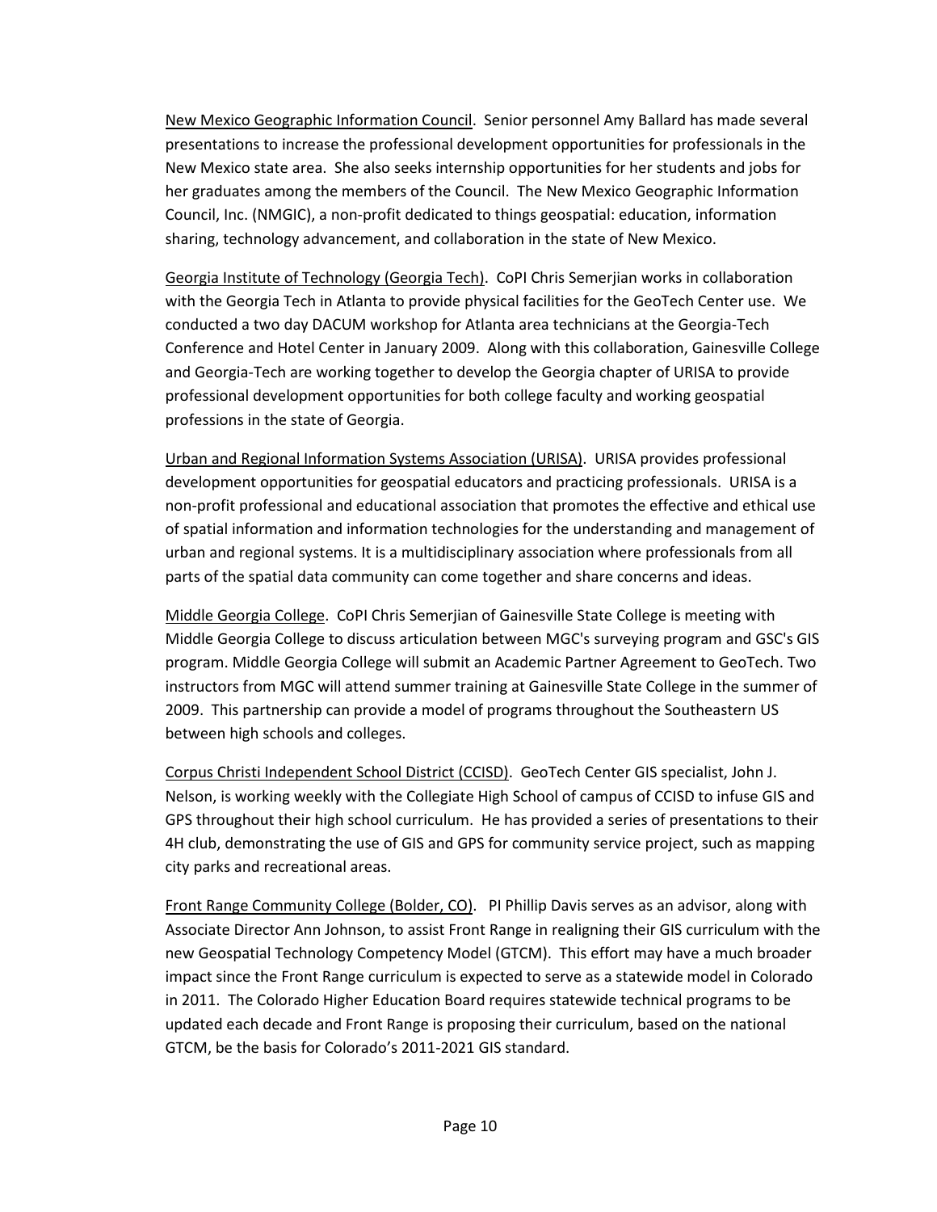New Mexico Geographic Information Council. Senior personnel Amy Ballard has made several presentations to increase the professional development opportunities for professionals in the New Mexico state area. She also seeks internship opportunities for her students and jobs for her graduates among the members of the Council. The New Mexico Geographic Information Council, Inc. (NMGIC), a non-profit dedicated to things geospatial: education, information sharing, technology advancement, and collaboration in the state of New Mexico.

Georgia Institute of Technology (Georgia Tech). CoPI Chris Semerjian works in collaboration with the Georgia Tech in Atlanta to provide physical facilities for the GeoTech Center use. We conducted a two day DACUM workshop for Atlanta area technicians at the Georgia-Tech Conference and Hotel Center in January 2009. Along with this collaboration, Gainesville College and Georgia-Tech are working together to develop the Georgia chapter of URISA to provide professional development opportunities for both college faculty and working geospatial professions in the state of Georgia.

Urban and Regional Information Systems Association (URISA). URISA provides professional development opportunities for geospatial educators and practicing professionals. URISA is a non-profit professional and educational association that promotes the effective and ethical use of spatial information and information technologies for the understanding and management of urban and regional systems. It is a multidisciplinary association where professionals from all parts of the spatial data community can come together and share concerns and ideas.

Middle Georgia College. CoPI Chris Semerjian of Gainesville State College is meeting with Middle Georgia College to discuss articulation between MGC's surveying program and GSC's GIS program. Middle Georgia College will submit an Academic Partner Agreement to GeoTech. Two instructors from MGC will attend summer training at Gainesville State College in the summer of 2009. This partnership can provide a model of programs throughout the Southeastern US between high schools and colleges.

Corpus Christi Independent School District (CCISD). GeoTech Center GIS specialist, John J. Nelson, is working weekly with the Collegiate High School of campus of CCISD to infuse GIS and GPS throughout their high school curriculum. He has provided a series of presentations to their 4H club, demonstrating the use of GIS and GPS for community service project, such as mapping city parks and recreational areas.

Front Range Community College (Bolder, CO). PI Phillip Davis serves as an advisor, along with Associate Director Ann Johnson, to assist Front Range in realigning their GIS curriculum with the new Geospatial Technology Competency Model (GTCM). This effort may have a much broader impact since the Front Range curriculum is expected to serve as a statewide model in Colorado in 2011. The Colorado Higher Education Board requires statewide technical programs to be updated each decade and Front Range is proposing their curriculum, based on the national GTCM, be the basis for Colorado's 2011-2021 GIS standard.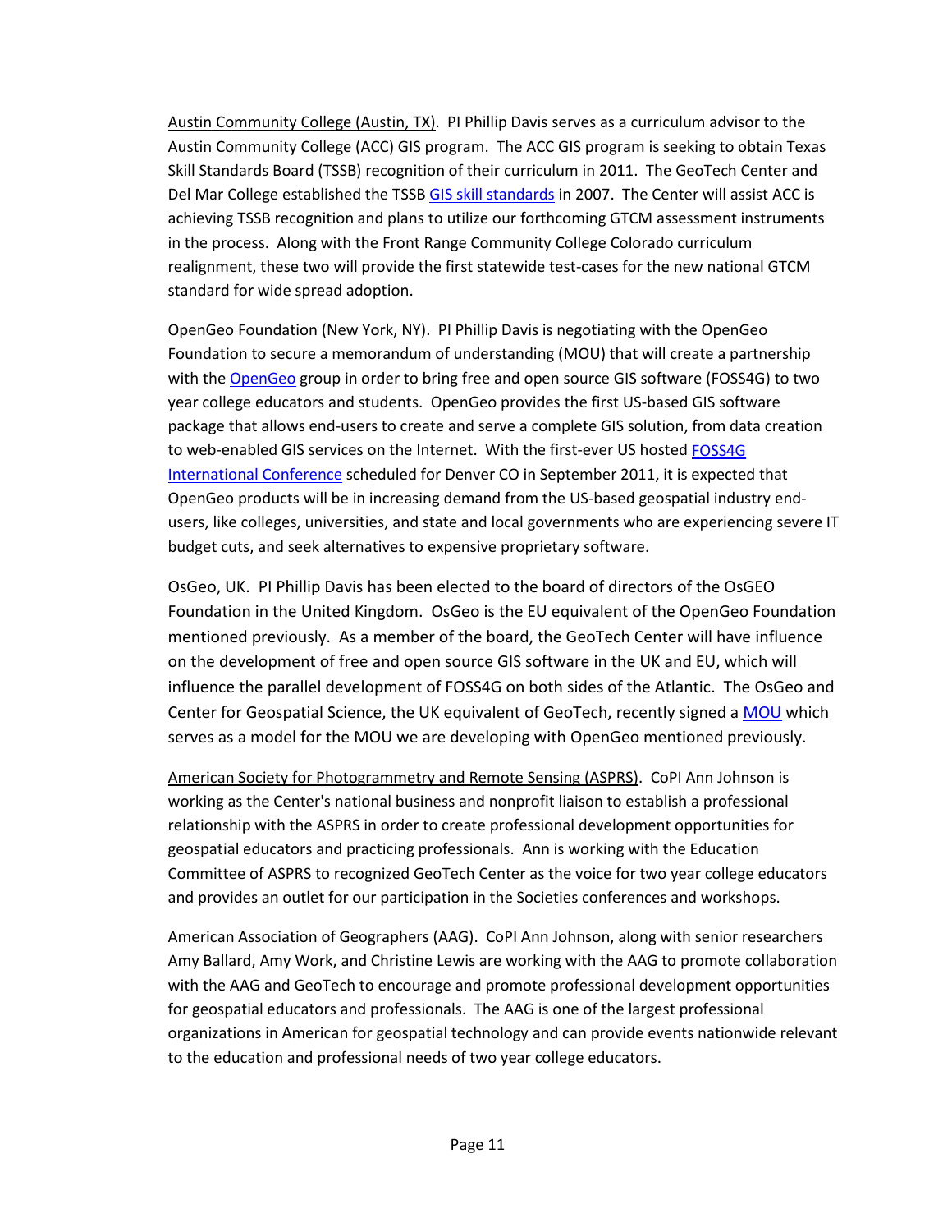Austin Community College (Austin, TX). PI Phillip Davis serves as a curriculum advisor to the Austin Community College (ACC) GIS program. The ACC GIS program is seeking to obtain Texas Skill Standards Board (TSSB) recognition of their curriculum in 2011. The GeoTech Center and Del Mar College established the TSSB GIS skill standards in 2007. The Center will assist ACC is achieving TSSB recognition and plans to utilize our forthcoming GTCM assessment instruments in the process. Along with the Front Range Community College Colorado curriculum realignment, these two will provide the first statewide test-cases for the new national GTCM standard for wide spread adoption.

OpenGeo Foundation (New York, NY). PI Phillip Davis is negotiating with the OpenGeo Foundation to secure a memorandum of understanding (MOU) that will create a partnership with the OpenGeo group in order to bring free and open source GIS software (FOSS4G) to two year college educators and students. OpenGeo provides the first US-based GIS software package that allows end-users to create and serve a complete GIS solution, from data creation to web-enabled GIS services on the Internet. With the first-ever US hosted FOSS4G International Conference scheduled for Denver CO in September 2011, it is expected that OpenGeo products will be in increasing demand from the US-based geospatial industry end-users, like colleges, universities, and state and local governments who are experiencing severe IT budget cuts, and seek alternatives to expensive proprietary software.

OsGeo, UK. PI Phillip Davis has been elected to the board of directors of the OsGEO Foundation in the United Kingdom. OsGeo is the EU equivalent of the OpenGeo Foundation mentioned previously. As a member of the board, the GeoTech Center will have influence on the development of free and open source GIS software in the UK and EU, which will influence the parallel development of FOSS4G on both sides of the Atlantic. The OsGeo and Center for Geospatial Science, the UK equivalent of GeoTech, recently signed a MOU which serves as a model for the MOU we are developing with OpenGeo mentioned previously.

American Society for Photogrammetry and Remote Sensing (ASPRS). CoPI Ann Johnson is working as the Center's national business and nonprofit liaison to establish a professional relationship with the ASPRS in order to create professional development opportunities for geospatial educators and practicing professionals. Ann is working with the Education Committee of ASPRS to recognized GeoTech Center as the voice for two year college educators and provides an outlet for our participation in the Societies conferences and workshops.

American Association of Geographers (AAG). CoPI Ann Johnson, along with senior researchers Amy Ballard, Amy Work, and Christine Lewis are working with the AAG to promote collaboration with the AAG and GeoTech to encourage and promote professional development opportunities for geospatial educators and professionals. The AAG is one of the largest professional organizations in American for geospatial technology and can provide events nationwide relevant to the education and professional needs of two year college educators.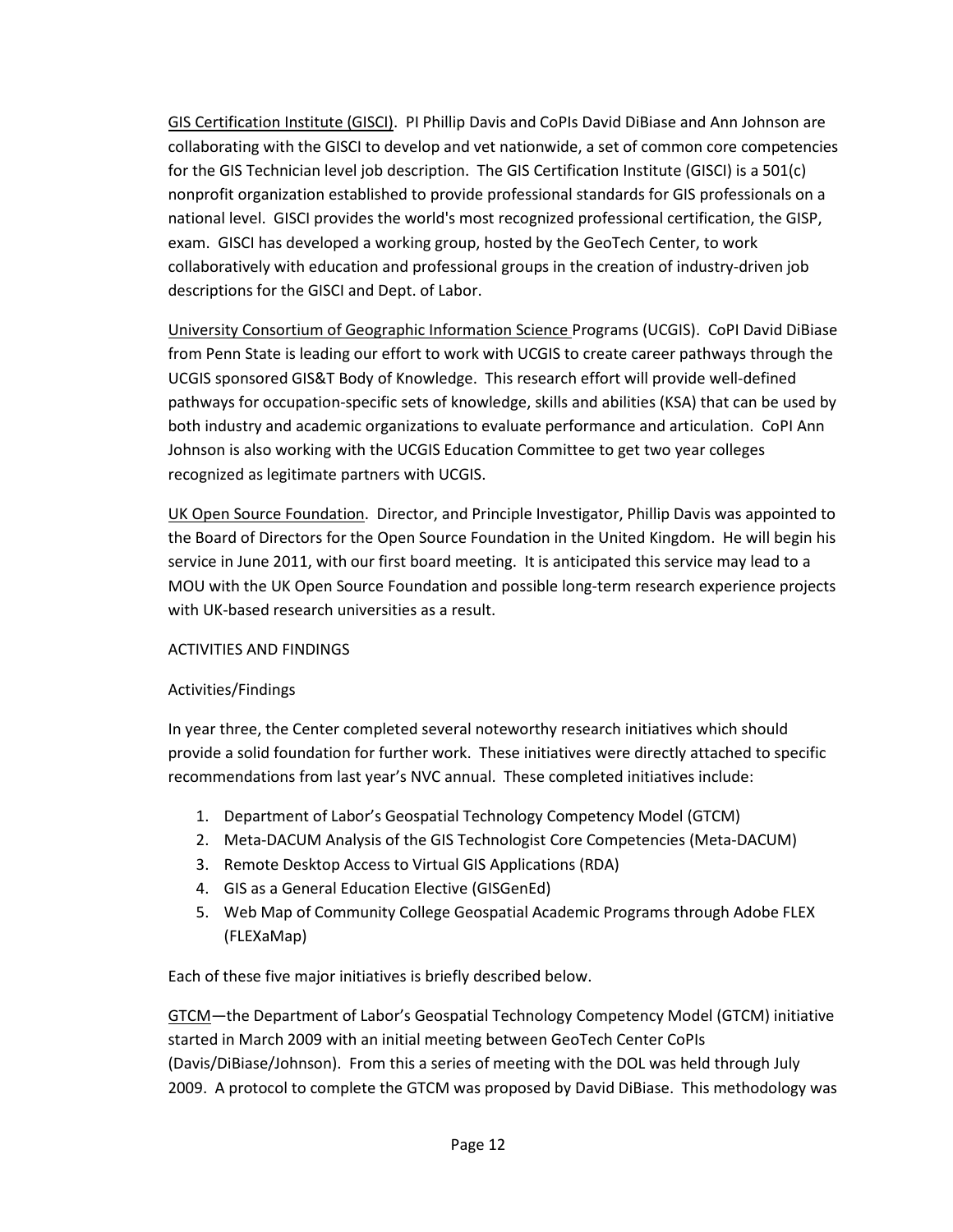GIS Certification Institute (GISCI). PI Phillip Davis and CoPIs David DiBiase and Ann Johnson are collaborating with the GISCI to develop and vet nationwide, a set of common core competencies for the GIS Technician level job description. The GIS Certification Institute (GISCI) is a 501(c) nonprofit organization established to provide professional standards for GIS professionals on a national level. GISCI provides the world's most recognized professional certification, the GISP, exam. GISCI has developed a working group, hosted by the GeoTech Center, to work collaboratively with education and professional groups in the creation of industry-driven job descriptions for the GISCI and Dept. of Labor.

University Consortium of Geographic Information Science Programs (UCGIS). CoPI David DiBiase from Penn State is leading our effort to work with UCGIS to create career pathways through the UCGIS sponsored GIS&T Body of Knowledge. This research effort will provide well-defined pathways for occupation-specific sets of knowledge, skills and abilities (KSA) that can be used by both industry and academic organizations to evaluate performance and articulation. CoPI Ann Johnson is also working with the UCGIS Education Committee to get two year colleges recognized as legitimate partners with UCGIS.

UK Open Source Foundation. Director, and Principle Investigator, Phillip Davis was appointed to the Board of Directors for the Open Source Foundation in the United Kingdom. He will begin his service in June 2011, with our first board meeting. It is anticipated this service may lead to a MOU with the UK Open Source Foundation and possible long-term research experience projects with UK-based research universities as a result.

ACTIVITIES AND FINDINGS

Activities/Findings

In year three, the Center completed several noteworthy research initiatives which should provide a solid foundation for further work. These initiatives were directly attached to specific recommendations from last year's NVC annual. These completed initiatives include:

1. Department of Labor's Geospatial Technology Competency Model (GTCM)
2. Meta-DACUM Analysis of the GIS Technologist Core Competencies (Meta-DACUM)
3. Remote Desktop Access to Virtual GIS Applications (RDA)
4. GIS as a General Education Elective (GISGenEd)
5. Web Map of Community College Geospatial Academic Programs through Adobe FLEX (FLEXaMap)

Each of these five major initiatives is briefly described below.

GTCM—the Department of Labor's Geospatial Technology Competency Model (GTCM) initiative started in March 2009 with an initial meeting between GeoTech Center CoPIs (Davis/DiBiase/Johnson). From this a series of meeting with the DOL was held through July 2009. A protocol to complete the GTCM was proposed by David DiBiase. This methodology was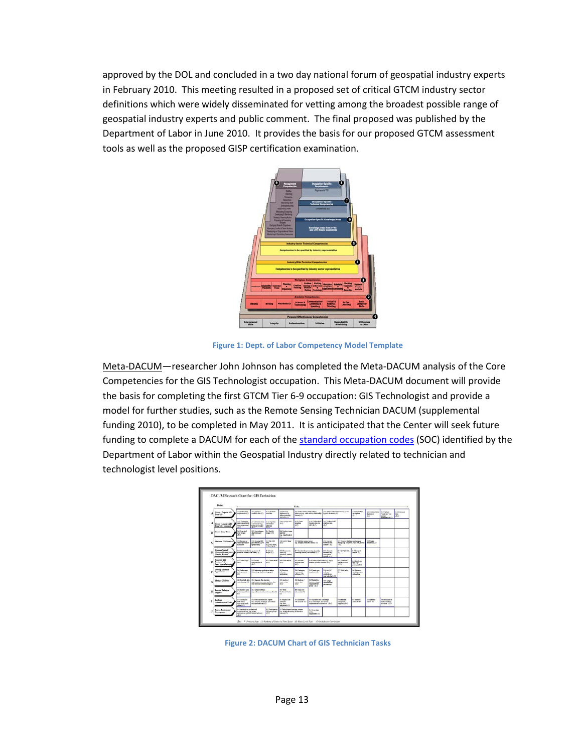approved by the DOL and concluded in a two day national forum of geospatial industry experts in February 2010. This meeting resulted in a proposed set of critical GTCM industry sector definitions which were widely disseminated for vetting among the broadest possible range of geospatial industry experts and public comment. The final proposed was published by the Department of Labor in June 2010. It provides the basis for our proposed GTCM assessment tools as well as the proposed GISP certification examination.

Figure 1: Dept. of Labor Competency Model Template

Meta-DACUM—researcher John Johnson has completed the Meta-DACUM analysis of the Core Competencies for the GIS Technologist occupation. This Meta-DACUM document will provide the basis for completing the first GTCM Tier 6-9 occupation: GIS Technologist and provide a model for further studies, such as the Remote Sensing Technician DACUM (supplemental funding 2010), to be completed in May 2011. It is anticipated that the Center will seek future funding to complete a DACUM for each of the standard occupation codes (SOC) identified by the Department of Labor within the Geospatial Industry directly related to technician and technologist level positions.

Figure 2: DACUM Chart of GIS Technician Tasks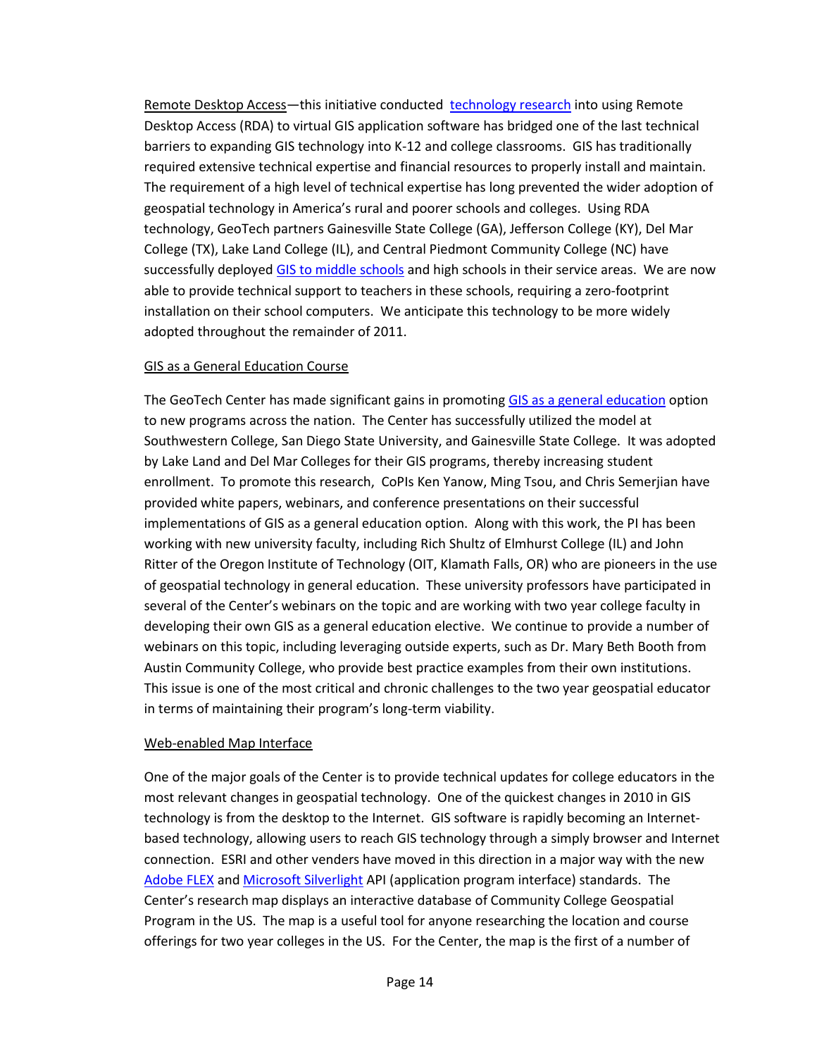Remote Desktop Access—this initiative conducted technology research into using Remote Desktop Access (RDA) to virtual GIS application software has bridged one of the last technical barriers to expanding GIS technology into K-12 and college classrooms. GIS has traditionally required extensive technical expertise and financial resources to properly install and maintain. The requirement of a high level of technical expertise has long prevented the wider adoption of geospatial technology in America's rural and poorer schools and colleges. Using RDA technology, GeoTech partners Gainesville State College (GA), Jefferson College (KY), Del Mar College (TX), Lake Land College (IL), and Central Piedmont Community College (NC) have successfully deployed GIS to middle schools and high schools in their service areas. We are now able to provide technical support to teachers in these schools, requiring a zero-footprint installation on their school computers. We anticipate this technology to be more widely adopted throughout the remainder of 2011.

GIS as a General Education Course

The GeoTech Center has made significant gains in promoting GIS as a general education option to new programs across the nation. The Center has successfully utilized the model at Southwestern College, San Diego State University, and Gainesville State College. It was adopted by Lake Land and Del Mar Colleges for their GIS programs, thereby increasing student enrollment. To promote this research, CoPIs Ken Yanow, Ming Tsou, and Chris Semerjian have provided white papers, webinars, and conference presentations on their successful implementations of GIS as a general education option. Along with this work, the PI has been working with new university faculty, including Rich Shultz of Elmhurst College (IL) and John Ritter of the Oregon Institute of Technology (OIT, Klamath Falls, OR) who are pioneers in the use of geospatial technology in general education. These university professors have participated in several of the Center's webinars on the topic and are working with two year college faculty in developing their own GIS as a general education elective. We continue to provide a number of webinars on this topic, including leveraging outside experts, such as Dr. Mary Beth Booth from Austin Community College, who provide best practice examples from their own institutions. This issue is one of the most critical and chronic challenges to the two year geospatial educator in terms of maintaining their program's long-term viability.

Web-enabled Map Interface

One of the major goals of the Center is to provide technical updates for college educators in the most relevant changes in geospatial technology. One of the quickest changes in 2010 in GIS technology is from the desktop to the Internet. GIS software is rapidly becoming an Internet-based technology, allowing users to reach GIS technology through a simply browser and Internet connection. ESRI and other venders have moved in this direction in a major way with the new Adobe FLEX and Microsoft Silverlight API (application program interface) standards. The Center's research map displays an interactive database of Community College Geospatial Program in the US. The map is a useful tool for anyone researching the location and course offerings for two year colleges in the US. For the Center, the map is the first of a number of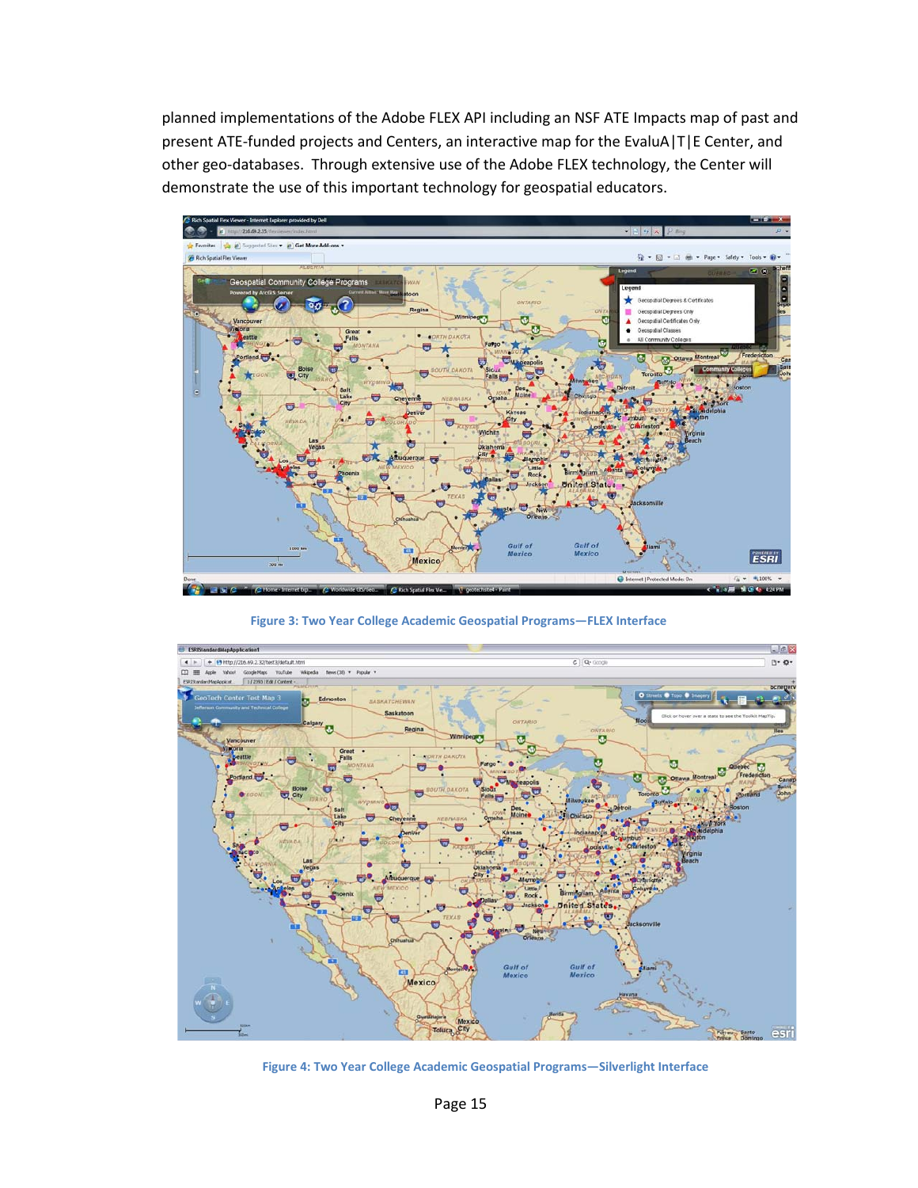planned implementations of the Adobe FLEX API including an NSF ATE Impacts map of past and present ATE-funded projects and Centers, an interactive map for the EvaluA|T|E Center, and other geo-databases. Through extensive use of the Adobe FLEX technology, the Center will demonstrate the use of this important technology for geospatial educators.

**Figure 3: Two Year College Academic Geospatial Programs—FLEX Interface**

**Figure 4: Two Year College Academic Geospatial Programs—Silverlight Interface**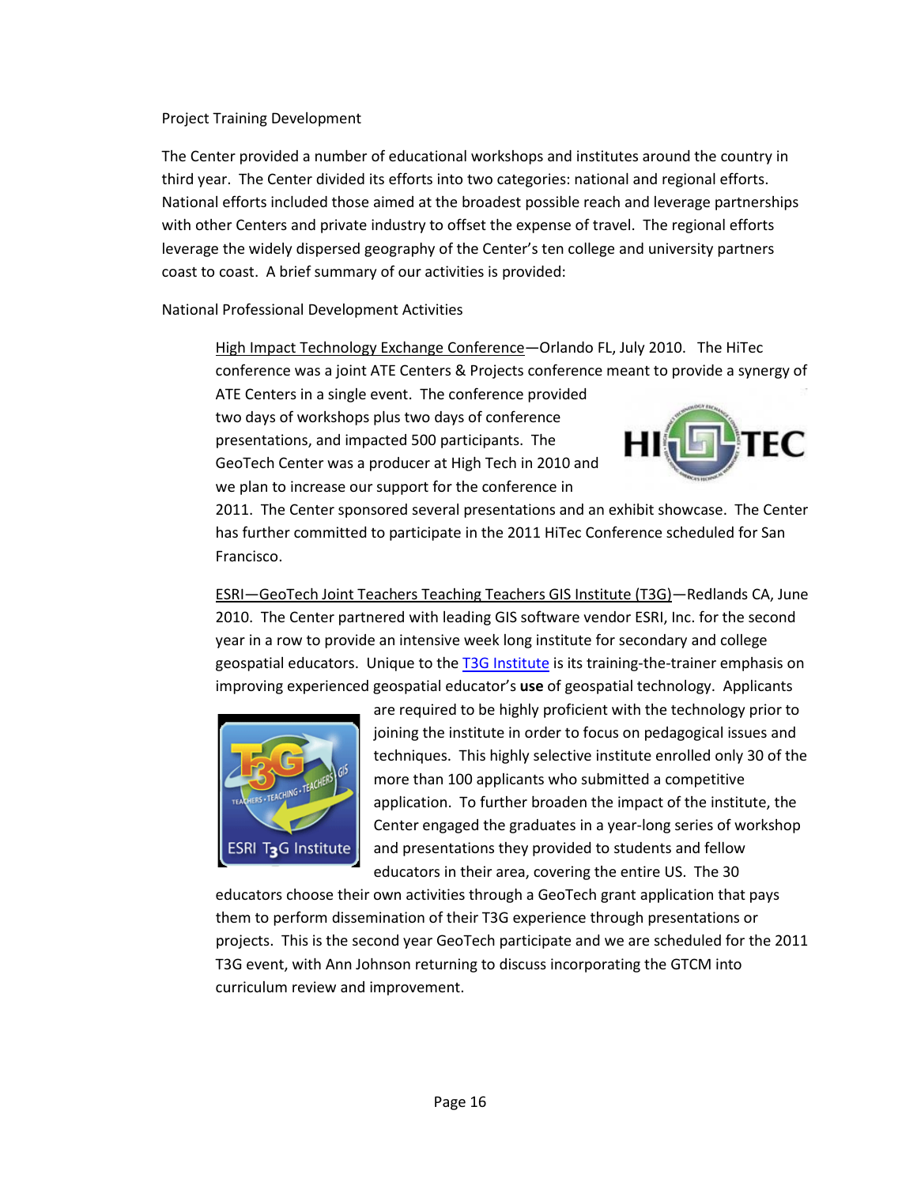Project Training Development

The Center provided a number of educational workshops and institutes around the country in third year. The Center divided its efforts into two categories: national and regional efforts. National efforts included those aimed at the broadest possible reach and leverage partnerships with other Centers and private industry to offset the expense of travel. The regional efforts leverage the widely dispersed geography of the Center's ten college and university partners coast to coast. A brief summary of our activities is provided:

National Professional Development Activities

> High Impact Technology Exchange Conference—Orlando FL, July 2010. The HiTec conference was a joint ATE Centers & Projects conference meant to provide a synergy of ATE Centers in a single event. The conference provided two days of workshops plus two days of conference presentations, and impacted 500 participants. The GeoTech Center was a producer at High Tech in 2010 and we plan to increase our support for the conference in 2011. The Center sponsored several presentations and an exhibit showcase. The Center has further committed to participate in the 2011 HiTec Conference scheduled for San Francisco.
>
> ESRI—GeoTech Joint Teachers Teaching Teachers GIS Institute (T3G)—Redlands CA, June 2010. The Center partnered with leading GIS software vendor ESRI, Inc. for the second year in a row to provide an intensive week long institute for secondary and college geospatial educators. Unique to the [T3G Institute] is its training-the-trainer emphasis on improving experienced geospatial educator's **use** of geospatial technology. Applicants are required to be highly proficient with the technology prior to joining the institute in order to focus on pedagogical issues and techniques. This highly selective institute enrolled only 30 of the more than 100 applicants who submitted a competitive application. To further broaden the impact of the institute, the Center engaged the graduates in a year-long series of workshop and presentations they provided to students and fellow educators in their area, covering the entire US. The 30 educators choose their own activities through a GeoTech grant application that pays them to perform dissemination of their T3G experience through presentations or projects. This is the second year GeoTech participate and we are scheduled for the 2011 T3G event, with Ann Johnson returning to discuss incorporating the GTCM into curriculum review and improvement.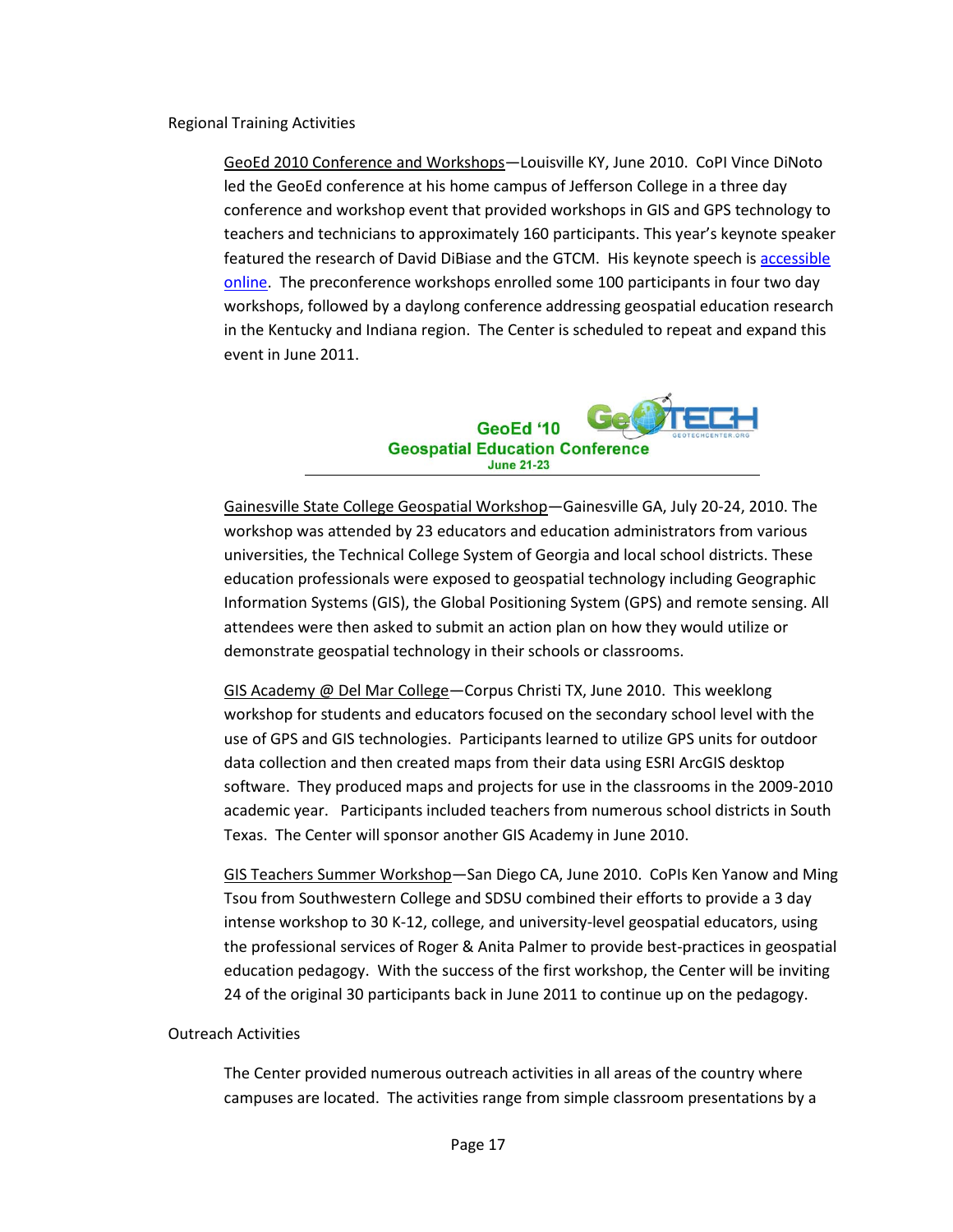Regional Training Activities

GeoEd 2010 Conference and Workshops—Louisville KY, June 2010. CoPI Vince DiNoto led the GeoEd conference at his home campus of Jefferson College in a three day conference and workshop event that provided workshops in GIS and GPS technology to teachers and technicians to approximately 160 participants. This year's keynote speaker featured the research of David DiBiase and the GTCM. His keynote speech is accessible online. The preconference workshops enrolled some 100 participants in four two day workshops, followed by a daylong conference addressing geospatial education research in the Kentucky and Indiana region. The Center is scheduled to repeat and expand this event in June 2011.

GeoEd '10
Geospatial Education Conference
June 21-23

Gainesville State College Geospatial Workshop—Gainesville GA, July 20-24, 2010. The workshop was attended by 23 educators and education administrators from various universities, the Technical College System of Georgia and local school districts. These education professionals were exposed to geospatial technology including Geographic Information Systems (GIS), the Global Positioning System (GPS) and remote sensing. All attendees were then asked to submit an action plan on how they would utilize or demonstrate geospatial technology in their schools or classrooms.

GIS Academy @ Del Mar College—Corpus Christi TX, June 2010. This weeklong workshop for students and educators focused on the secondary school level with the use of GPS and GIS technologies. Participants learned to utilize GPS units for outdoor data collection and then created maps from their data using ESRI ArcGIS desktop software. They produced maps and projects for use in the classrooms in the 2009-2010 academic year. Participants included teachers from numerous school districts in South Texas. The Center will sponsor another GIS Academy in June 2010.

GIS Teachers Summer Workshop—San Diego CA, June 2010. CoPIs Ken Yanow and Ming Tsou from Southwestern College and SDSU combined their efforts to provide a 3 day intense workshop to 30 K-12, college, and university-level geospatial educators, using the professional services of Roger & Anita Palmer to provide best-practices in geospatial education pedagogy. With the success of the first workshop, the Center will be inviting 24 of the original 30 participants back in June 2011 to continue up on the pedagogy.

Outreach Activities

The Center provided numerous outreach activities in all areas of the country where campuses are located. The activities range from simple classroom presentations by a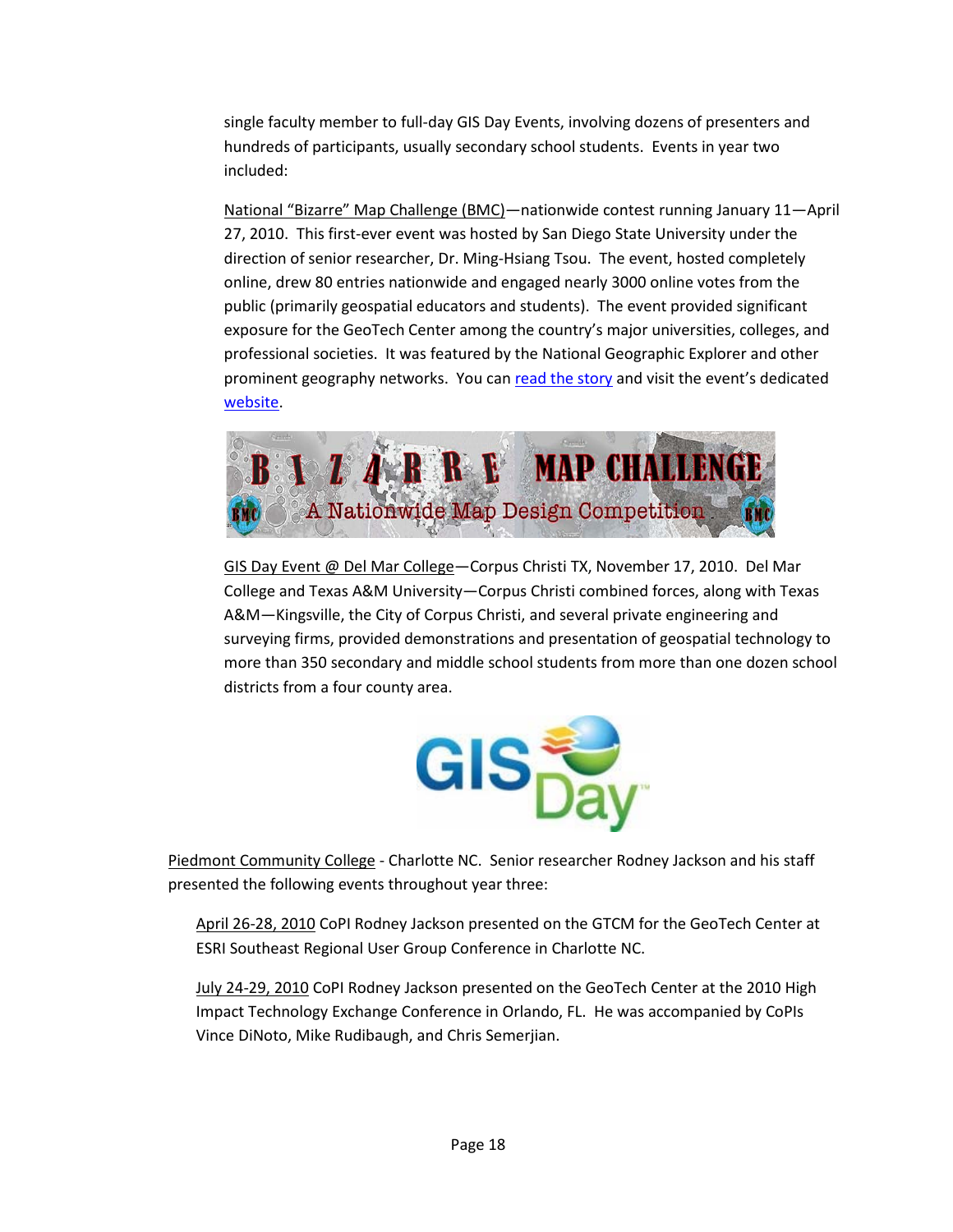single faculty member to full-day GIS Day Events, involving dozens of presenters and hundreds of participants, usually secondary school students. Events in year two included:

National "Bizarre" Map Challenge (BMC)—nationwide contest running January 11—April 27, 2010. This first-ever event was hosted by San Diego State University under the direction of senior researcher, Dr. Ming-Hsiang Tsou. The event, hosted completely online, drew 80 entries nationwide and engaged nearly 3000 online votes from the public (primarily geospatial educators and students). The event provided significant exposure for the GeoTech Center among the country's major universities, colleges, and professional societies. It was featured by the National Geographic Explorer and other prominent geography networks. You can read the story and visit the event's dedicated website.

GIS Day Event @ Del Mar College—Corpus Christi TX, November 17, 2010. Del Mar College and Texas A&M University—Corpus Christi combined forces, along with Texas A&M—Kingsville, the City of Corpus Christi, and several private engineering and surveying firms, provided demonstrations and presentation of geospatial technology to more than 350 secondary and middle school students from more than one dozen school districts from a four county area.

Piedmont Community College - Charlotte NC. Senior researcher Rodney Jackson and his staff presented the following events throughout year three:

April 26-28, 2010 CoPI Rodney Jackson presented on the GTCM for the GeoTech Center at ESRI Southeast Regional User Group Conference in Charlotte NC.

July 24-29, 2010 CoPI Rodney Jackson presented on the GeoTech Center at the 2010 High Impact Technology Exchange Conference in Orlando, FL. He was accompanied by CoPIs Vince DiNoto, Mike Rudibaugh, and Chris Semerjian.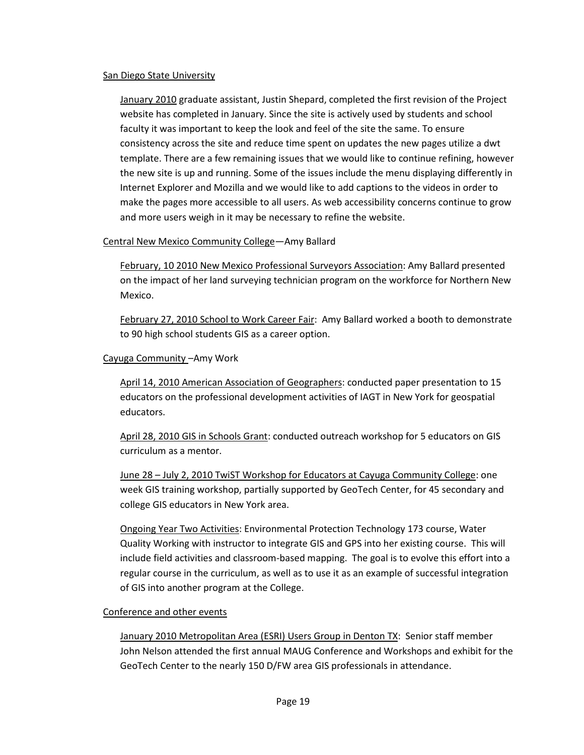San Diego State University

January 2010 graduate assistant, Justin Shepard, completed the first revision of the Project website has completed in January. Since the site is actively used by students and school faculty it was important to keep the look and feel of the site the same. To ensure consistency across the site and reduce time spent on updates the new pages utilize a dwt template. There are a few remaining issues that we would like to continue refining, however the new site is up and running. Some of the issues include the menu displaying differently in Internet Explorer and Mozilla and we would like to add captions to the videos in order to make the pages more accessible to all users. As web accessibility concerns continue to grow and more users weigh in it may be necessary to refine the website.

Central New Mexico Community College—Amy Ballard

February, 10 2010 New Mexico Professional Surveyors Association: Amy Ballard presented on the impact of her land surveying technician program on the workforce for Northern New Mexico.

February 27, 2010 School to Work Career Fair: Amy Ballard worked a booth to demonstrate to 90 high school students GIS as a career option.

Cayuga Community –Amy Work

April 14, 2010 American Association of Geographers: conducted paper presentation to 15 educators on the professional development activities of IAGT in New York for geospatial educators.

April 28, 2010 GIS in Schools Grant: conducted outreach workshop for 5 educators on GIS curriculum as a mentor.

June 28 – July 2, 2010 TwiST Workshop for Educators at Cayuga Community College: one week GIS training workshop, partially supported by GeoTech Center, for 45 secondary and college GIS educators in New York area.

Ongoing Year Two Activities: Environmental Protection Technology 173 course, Water Quality Working with instructor to integrate GIS and GPS into her existing course. This will include field activities and classroom-based mapping. The goal is to evolve this effort into a regular course in the curriculum, as well as to use it as an example of successful integration of GIS into another program at the College.

Conference and other events

January 2010 Metropolitan Area (ESRI) Users Group in Denton TX: Senior staff member John Nelson attended the first annual MAUG Conference and Workshops and exhibit for the GeoTech Center to the nearly 150 D/FW area GIS professionals in attendance.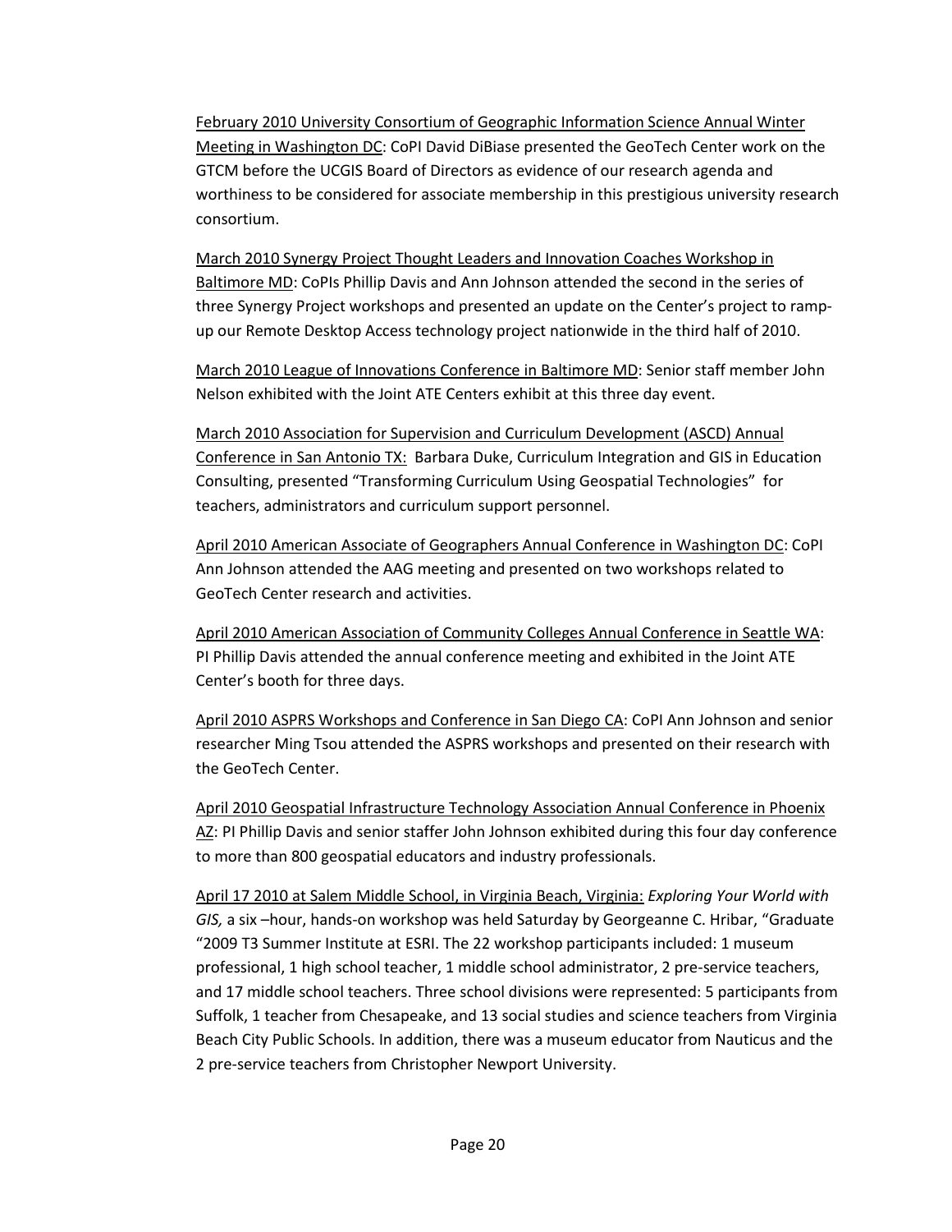<u>February 2010 University Consortium of Geographic Information Science Annual Winter Meeting in Washington DC</u>: CoPI David DiBiase presented the GeoTech Center work on the GTCM before the UCGIS Board of Directors as evidence of our research agenda and worthiness to be considered for associate membership in this prestigious university research consortium.

<u>March 2010 Synergy Project Thought Leaders and Innovation Coaches Workshop in Baltimore MD</u>: CoPIs Phillip Davis and Ann Johnson attended the second in the series of three Synergy Project workshops and presented an update on the Center's project to ramp-up our Remote Desktop Access technology project nationwide in the third half of 2010.

<u>March 2010 League of Innovations Conference in Baltimore MD</u>: Senior staff member John Nelson exhibited with the Joint ATE Centers exhibit at this three day event.

<u>March 2010 Association for Supervision and Curriculum Development (ASCD) Annual Conference in San Antonio TX:</u> Barbara Duke, Curriculum Integration and GIS in Education Consulting, presented "Transforming Curriculum Using Geospatial Technologies" for teachers, administrators and curriculum support personnel.

<u>April 2010 American Associate of Geographers Annual Conference in Washington DC</u>: CoPI Ann Johnson attended the AAG meeting and presented on two workshops related to GeoTech Center research and activities.

<u>April 2010 American Association of Community Colleges Annual Conference in Seattle WA</u>: PI Phillip Davis attended the annual conference meeting and exhibited in the Joint ATE Center's booth for three days.

<u>April 2010 ASPRS Workshops and Conference in San Diego CA</u>: CoPI Ann Johnson and senior researcher Ming Tsou attended the ASPRS workshops and presented on their research with the GeoTech Center.

<u>April 2010 Geospatial Infrastructure Technology Association Annual Conference in Phoenix AZ</u>: PI Phillip Davis and senior staffer John Johnson exhibited during this four day conference to more than 800 geospatial educators and industry professionals.

<u>April 17 2010 at Salem Middle School, in Virginia Beach, Virginia:</u> *Exploring Your World with GIS,* a six –hour, hands-on workshop was held Saturday by Georgeanne C. Hribar, "Graduate "2009 T3 Summer Institute at ESRI. The 22 workshop participants included: 1 museum professional, 1 high school teacher, 1 middle school administrator, 2 pre-service teachers, and 17 middle school teachers. Three school divisions were represented: 5 participants from Suffolk, 1 teacher from Chesapeake, and 13 social studies and science teachers from Virginia Beach City Public Schools. In addition, there was a museum educator from Nauticus and the 2 pre-service teachers from Christopher Newport University.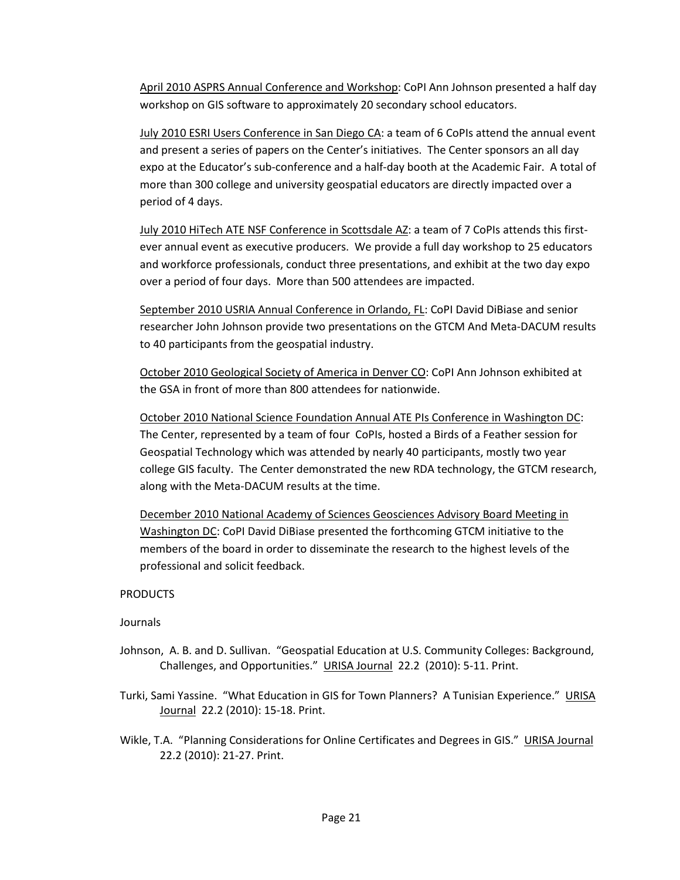April 2010 ASPRS Annual Conference and Workshop: CoPI Ann Johnson presented a half day workshop on GIS software to approximately 20 secondary school educators.

July 2010 ESRI Users Conference in San Diego CA: a team of 6 CoPIs attend the annual event and present a series of papers on the Center's initiatives. The Center sponsors an all day expo at the Educator's sub-conference and a half-day booth at the Academic Fair. A total of more than 300 college and university geospatial educators are directly impacted over a period of 4 days.

July 2010 HiTech ATE NSF Conference in Scottsdale AZ: a team of 7 CoPIs attends this first-ever annual event as executive producers. We provide a full day workshop to 25 educators and workforce professionals, conduct three presentations, and exhibit at the two day expo over a period of four days. More than 500 attendees are impacted.

September 2010 USRIA Annual Conference in Orlando, FL: CoPI David DiBiase and senior researcher John Johnson provide two presentations on the GTCM And Meta-DACUM results to 40 participants from the geospatial industry.

October 2010 Geological Society of America in Denver CO: CoPI Ann Johnson exhibited at the GSA in front of more than 800 attendees for nationwide.

October 2010 National Science Foundation Annual ATE PIs Conference in Washington DC: The Center, represented by a team of four CoPIs, hosted a Birds of a Feather session for Geospatial Technology which was attended by nearly 40 participants, mostly two year college GIS faculty. The Center demonstrated the new RDA technology, the GTCM research, along with the Meta-DACUM results at the time.

December 2010 National Academy of Sciences Geosciences Advisory Board Meeting in Washington DC: CoPI David DiBiase presented the forthcoming GTCM initiative to the members of the board in order to disseminate the research to the highest levels of the professional and solicit feedback.

PRODUCTS

Journals

Johnson, A. B. and D. Sullivan. "Geospatial Education at U.S. Community Colleges: Background, Challenges, and Opportunities." URISA Journal 22.2 (2010): 5-11. Print.

Turki, Sami Yassine. "What Education in GIS for Town Planners? A Tunisian Experience." URISA Journal 22.2 (2010): 15-18. Print.

Wikle, T.A. "Planning Considerations for Online Certificates and Degrees in GIS." URISA Journal 22.2 (2010): 21-27. Print.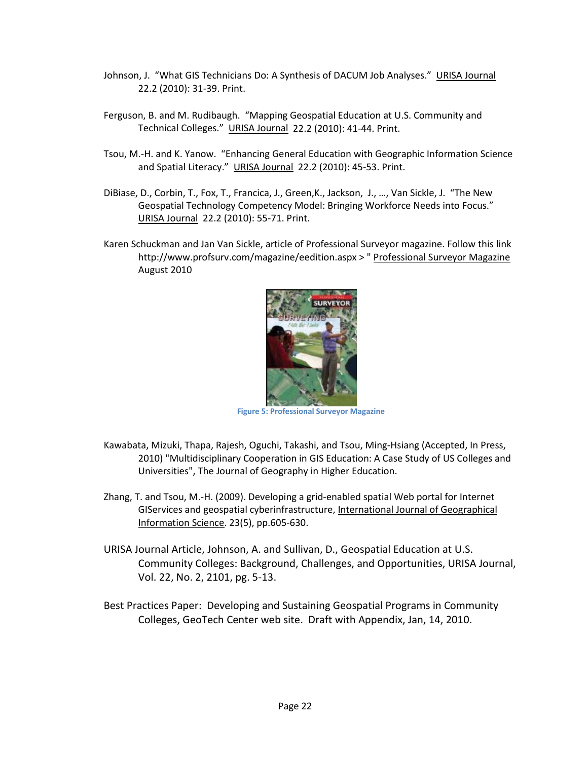Johnson, J. "What GIS Technicians Do: A Synthesis of DACUM Job Analyses." URISA Journal 22.2 (2010): 31-39. Print.

Ferguson, B. and M. Rudibaugh. "Mapping Geospatial Education at U.S. Community and Technical Colleges." URISA Journal 22.2 (2010): 41-44. Print.

Tsou, M.-H. and K. Yanow. "Enhancing General Education with Geographic Information Science and Spatial Literacy." URISA Journal 22.2 (2010): 45-53. Print.

DiBiase, D., Corbin, T., Fox, T., Francica, J., Green,K., Jackson, J., …, Van Sickle, J. "The New Geospatial Technology Competency Model: Bringing Workforce Needs into Focus." URISA Journal 22.2 (2010): 55-71. Print.

Karen Schuckman and Jan Van Sickle, article of Professional Surveyor magazine. Follow this link http://www.profsurv.com/magazine/eedition.aspx > " Professional Surveyor Magazine August 2010

Figure 5: Professional Surveyor Magazine

Kawabata, Mizuki, Thapa, Rajesh, Oguchi, Takashi, and Tsou, Ming-Hsiang (Accepted, In Press, 2010) "Multidisciplinary Cooperation in GIS Education: A Case Study of US Colleges and Universities", The Journal of Geography in Higher Education.

Zhang, T. and Tsou, M.-H. (2009). Developing a grid-enabled spatial Web portal for Internet GIServices and geospatial cyberinfrastructure, International Journal of Geographical Information Science. 23(5), pp.605-630.

URISA Journal Article, Johnson, A. and Sullivan, D., Geospatial Education at U.S. Community Colleges: Background, Challenges, and Opportunities, URISA Journal, Vol. 22, No. 2, 2101, pg. 5-13.

Best Practices Paper: Developing and Sustaining Geospatial Programs in Community Colleges, GeoTech Center web site. Draft with Appendix, Jan, 14, 2010.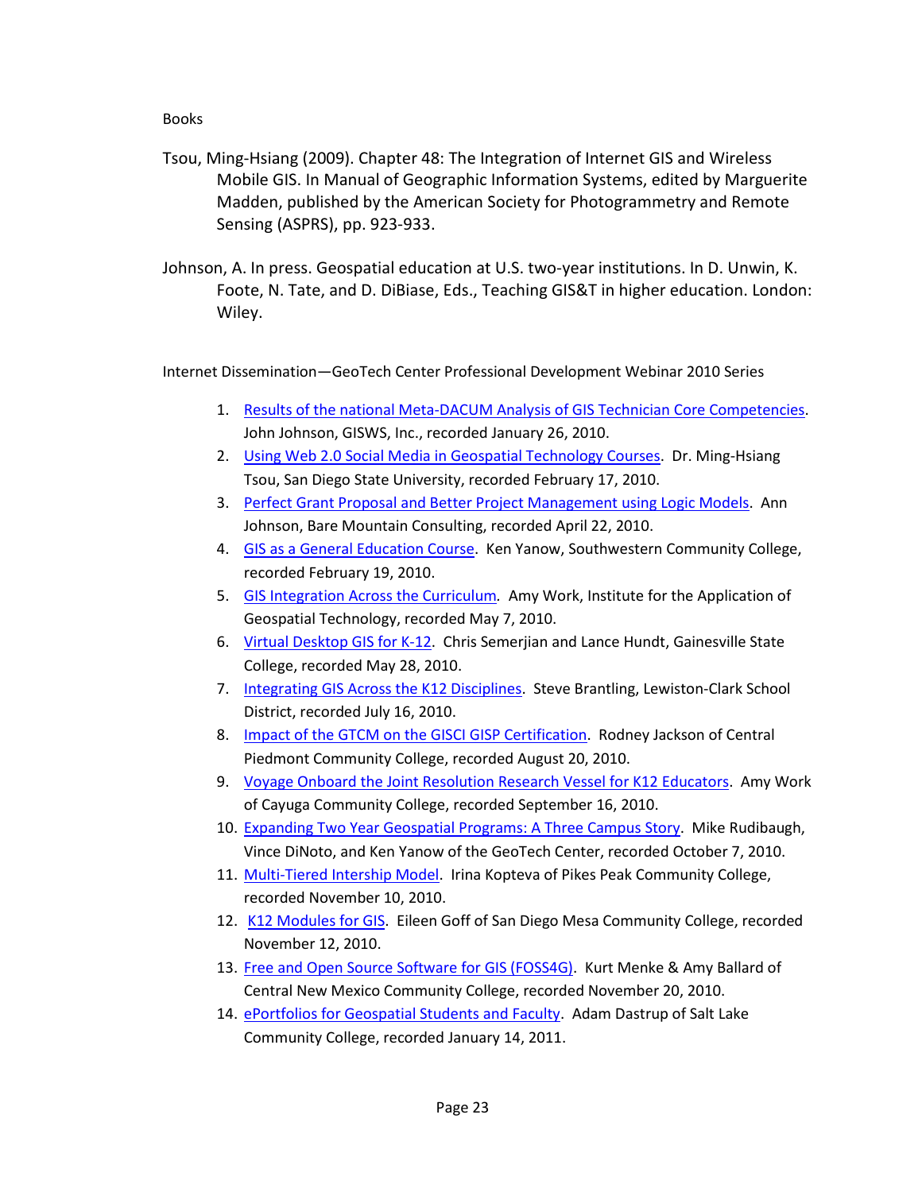Books

Tsou, Ming-Hsiang (2009). Chapter 48: The Integration of Internet GIS and Wireless Mobile GIS. In Manual of Geographic Information Systems, edited by Marguerite Madden, published by the American Society for Photogrammetry and Remote Sensing (ASPRS), pp. 923-933.

Johnson, A. In press. Geospatial education at U.S. two-year institutions. In D. Unwin, K. Foote, N. Tate, and D. DiBiase, Eds., Teaching GIS&T in higher education. London: Wiley.

Internet Dissemination—GeoTech Center Professional Development Webinar 2010 Series

1. Results of the national Meta-DACUM Analysis of GIS Technician Core Competencies. John Johnson, GISWS, Inc., recorded January 26, 2010.
2. Using Web 2.0 Social Media in Geospatial Technology Courses. Dr. Ming-Hsiang Tsou, San Diego State University, recorded February 17, 2010.
3. Perfect Grant Proposal and Better Project Management using Logic Models. Ann Johnson, Bare Mountain Consulting, recorded April 22, 2010.
4. GIS as a General Education Course. Ken Yanow, Southwestern Community College, recorded February 19, 2010.
5. GIS Integration Across the Curriculum. Amy Work, Institute for the Application of Geospatial Technology, recorded May 7, 2010.
6. Virtual Desktop GIS for K-12. Chris Semerjian and Lance Hundt, Gainesville State College, recorded May 28, 2010.
7. Integrating GIS Across the K12 Disciplines. Steve Brantling, Lewiston-Clark School District, recorded July 16, 2010.
8. Impact of the GTCM on the GISCI GISP Certification. Rodney Jackson of Central Piedmont Community College, recorded August 20, 2010.
9. Voyage Onboard the Joint Resolution Research Vessel for K12 Educators. Amy Work of Cayuga Community College, recorded September 16, 2010.
10. Expanding Two Year Geospatial Programs: A Three Campus Story. Mike Rudibaugh, Vince DiNoto, and Ken Yanow of the GeoTech Center, recorded October 7, 2010.
11. Multi-Tiered Intership Model. Irina Kopteva of Pikes Peak Community College, recorded November 10, 2010.
12. K12 Modules for GIS. Eileen Goff of San Diego Mesa Community College, recorded November 12, 2010.
13. Free and Open Source Software for GIS (FOSS4G). Kurt Menke & Amy Ballard of Central New Mexico Community College, recorded November 20, 2010.
14. ePortfolios for Geospatial Students and Faculty. Adam Dastrup of Salt Lake Community College, recorded January 14, 2011.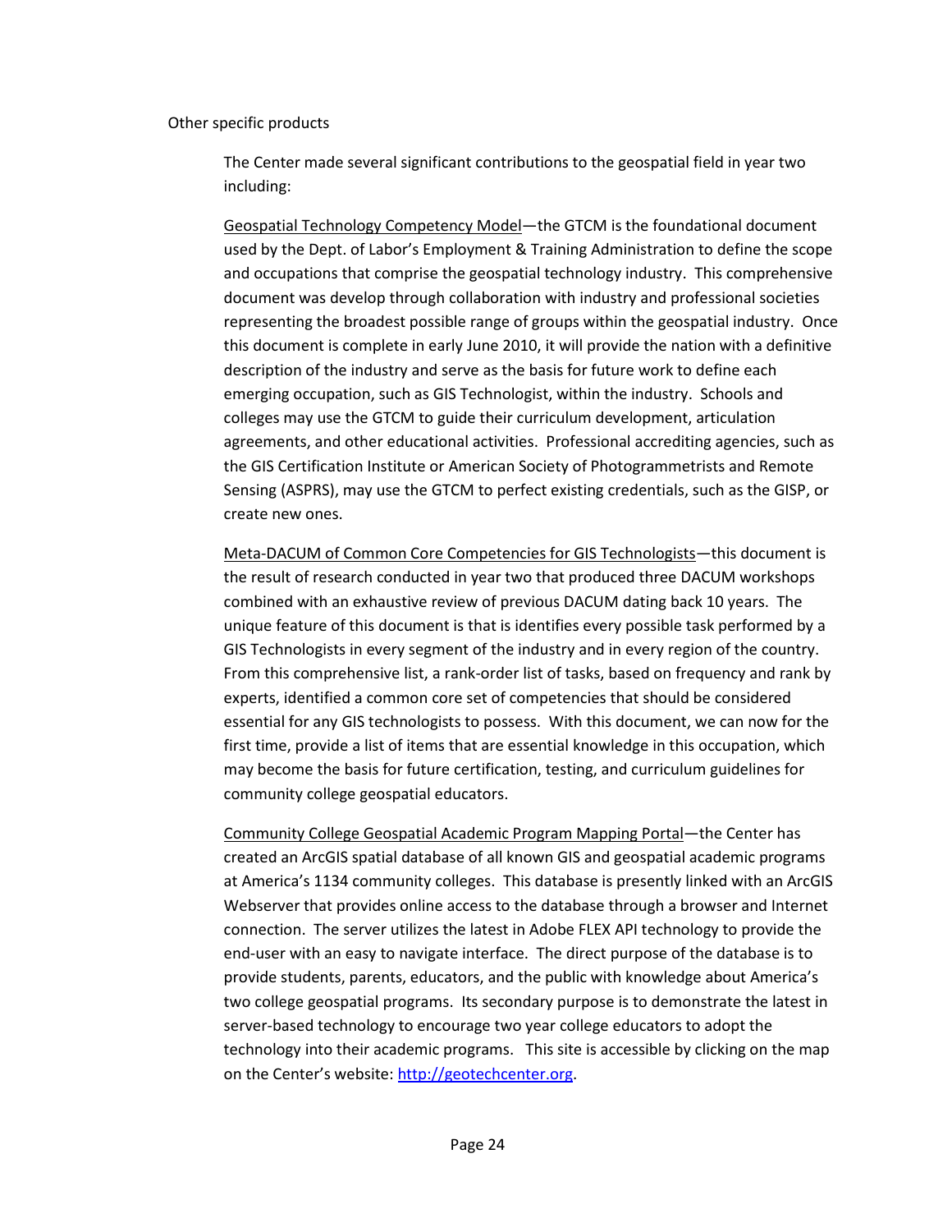Other specific products

The Center made several significant contributions to the geospatial field in year two including:

Geospatial Technology Competency Model—the GTCM is the foundational document used by the Dept. of Labor's Employment & Training Administration to define the scope and occupations that comprise the geospatial technology industry. This comprehensive document was develop through collaboration with industry and professional societies representing the broadest possible range of groups within the geospatial industry. Once this document is complete in early June 2010, it will provide the nation with a definitive description of the industry and serve as the basis for future work to define each emerging occupation, such as GIS Technologist, within the industry. Schools and colleges may use the GTCM to guide their curriculum development, articulation agreements, and other educational activities. Professional accrediting agencies, such as the GIS Certification Institute or American Society of Photogrammetrists and Remote Sensing (ASPRS), may use the GTCM to perfect existing credentials, such as the GISP, or create new ones.

Meta-DACUM of Common Core Competencies for GIS Technologists—this document is the result of research conducted in year two that produced three DACUM workshops combined with an exhaustive review of previous DACUM dating back 10 years. The unique feature of this document is that is identifies every possible task performed by a GIS Technologists in every segment of the industry and in every region of the country. From this comprehensive list, a rank-order list of tasks, based on frequency and rank by experts, identified a common core set of competencies that should be considered essential for any GIS technologists to possess. With this document, we can now for the first time, provide a list of items that are essential knowledge in this occupation, which may become the basis for future certification, testing, and curriculum guidelines for community college geospatial educators.

Community College Geospatial Academic Program Mapping Portal—the Center has created an ArcGIS spatial database of all known GIS and geospatial academic programs at America's 1134 community colleges. This database is presently linked with an ArcGIS Webserver that provides online access to the database through a browser and Internet connection. The server utilizes the latest in Adobe FLEX API technology to provide the end-user with an easy to navigate interface. The direct purpose of the database is to provide students, parents, educators, and the public with knowledge about America's two college geospatial programs. Its secondary purpose is to demonstrate the latest in server-based technology to encourage two year college educators to adopt the technology into their academic programs. This site is accessible by clicking on the map on the Center's website: http://geotechcenter.org.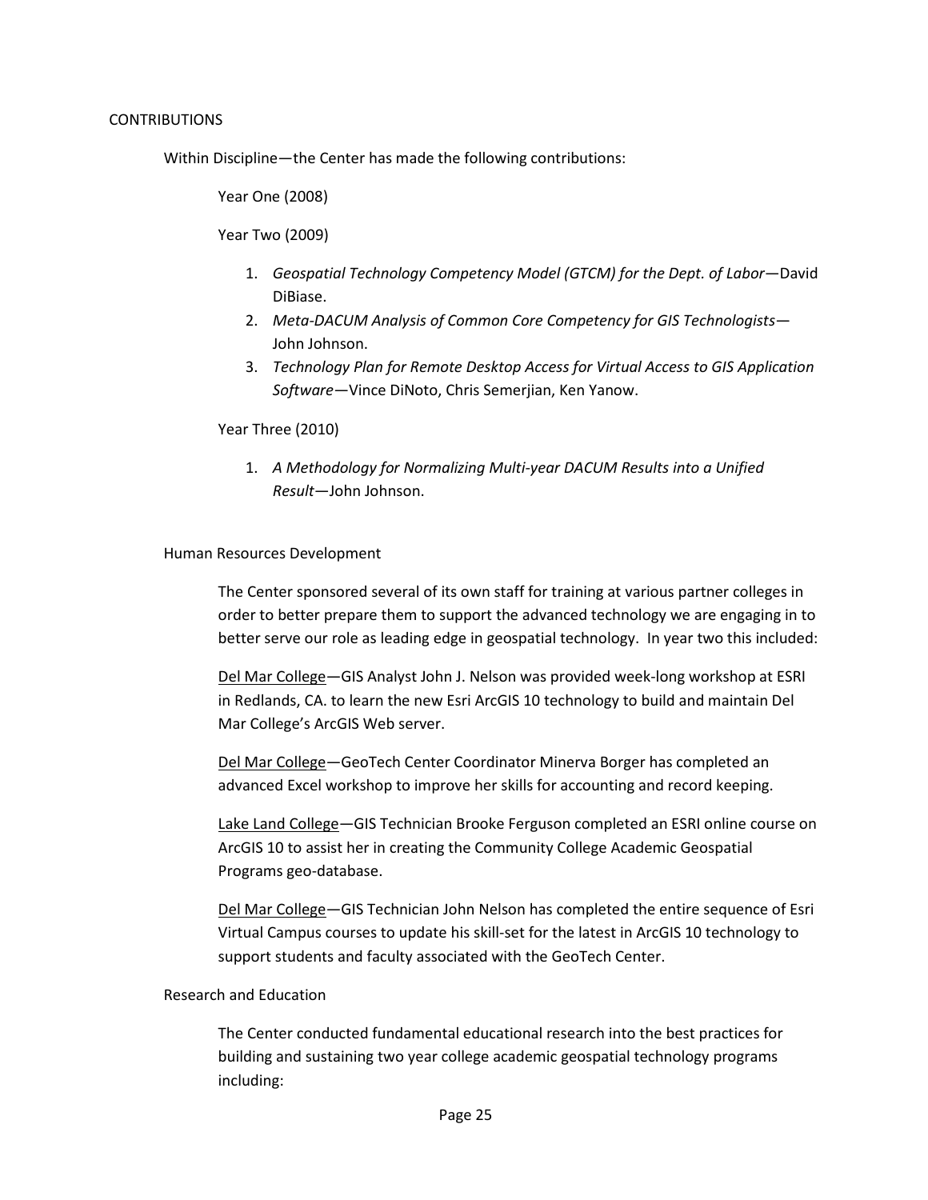CONTRIBUTIONS

Within Discipline—the Center has made the following contributions:

Year One (2008)

Year Two (2009)

1. *Geospatial Technology Competency Model (GTCM) for the Dept. of Labor*—David DiBiase.
2. *Meta-DACUM Analysis of Common Core Competency for GIS Technologists*—John Johnson.
3. *Technology Plan for Remote Desktop Access for Virtual Access to GIS Application Software*—Vince DiNoto, Chris Semerjian, Ken Yanow.

Year Three (2010)

1. *A Methodology for Normalizing Multi-year DACUM Results into a Unified Result*—John Johnson.

Human Resources Development

The Center sponsored several of its own staff for training at various partner colleges in order to better prepare them to support the advanced technology we are engaging in to better serve our role as leading edge in geospatial technology. In year two this included:

<u>Del Mar College</u>—GIS Analyst John J. Nelson was provided week-long workshop at ESRI in Redlands, CA. to learn the new Esri ArcGIS 10 technology to build and maintain Del Mar College's ArcGIS Web server.

<u>Del Mar College</u>—GeoTech Center Coordinator Minerva Borger has completed an advanced Excel workshop to improve her skills for accounting and record keeping.

<u>Lake Land College</u>—GIS Technician Brooke Ferguson completed an ESRI online course on ArcGIS 10 to assist her in creating the Community College Academic Geospatial Programs geo-database.

<u>Del Mar College</u>—GIS Technician John Nelson has completed the entire sequence of Esri Virtual Campus courses to update his skill-set for the latest in ArcGIS 10 technology to support students and faculty associated with the GeoTech Center.

Research and Education

The Center conducted fundamental educational research into the best practices for building and sustaining two year college academic geospatial technology programs including: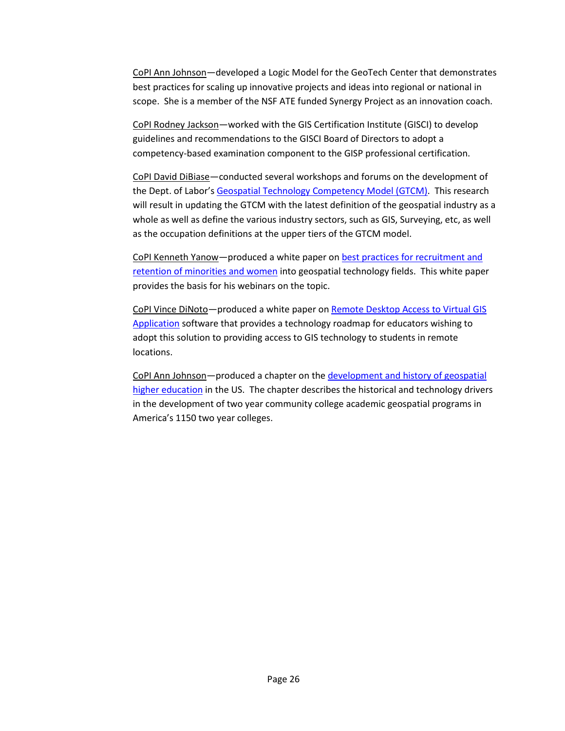CoPI Ann Johnson—developed a Logic Model for the GeoTech Center that demonstrates best practices for scaling up innovative projects and ideas into regional or national in scope. She is a member of the NSF ATE funded Synergy Project as an innovation coach.

CoPI Rodney Jackson—worked with the GIS Certification Institute (GISCI) to develop guidelines and recommendations to the GISCI Board of Directors to adopt a competency-based examination component to the GISP professional certification.

CoPI David DiBiase—conducted several workshops and forums on the development of the Dept. of Labor's Geospatial Technology Competency Model (GTCM). This research will result in updating the GTCM with the latest definition of the geospatial industry as a whole as well as define the various industry sectors, such as GIS, Surveying, etc, as well as the occupation definitions at the upper tiers of the GTCM model.

CoPI Kenneth Yanow—produced a white paper on best practices for recruitment and retention of minorities and women into geospatial technology fields. This white paper provides the basis for his webinars on the topic.

CoPI Vince DiNoto—produced a white paper on Remote Desktop Access to Virtual GIS Application software that provides a technology roadmap for educators wishing to adopt this solution to providing access to GIS technology to students in remote locations.

CoPI Ann Johnson—produced a chapter on the development and history of geospatial higher education in the US. The chapter describes the historical and technology drivers in the development of two year community college academic geospatial programs in America's 1150 two year colleges.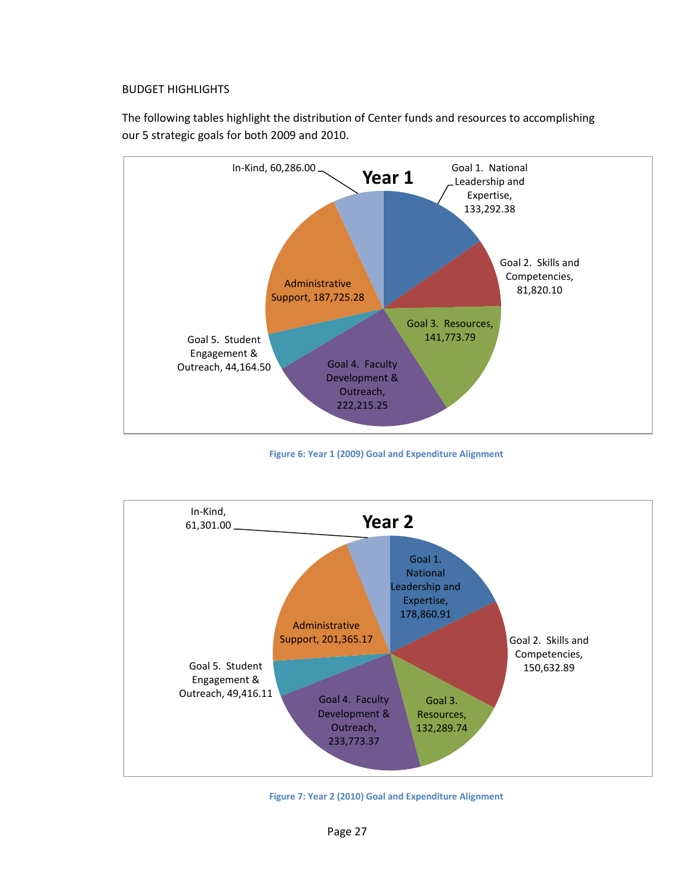BUDGET HIGHLIGHTS

The following tables highlight the distribution of Center funds and resources to accomplishing our 5 strategic goals for both 2009 and 2010.

Year 1

In-Kind, 60,286.00

Goal 1. National Leadership and Expertise, 133,292.38

Goal 2. Skills and Competencies, 81,820.10

Goal 3. Resources, 141,773.79

Goal 4. Faculty Development & Outreach, 222,215.25

Goal 5. Student Engagement & Outreach, 44,164.50

Administrative Support, 187,725.28

Figure 6: Year 1 (2009) Goal and Expenditure Alignment

Year 2

In-Kind, 61,301.00

Goal 1. National Leadership and Expertise, 178,860.91

Goal 2. Skills and Competencies, 150,632.89

Goal 3. Resources, 132,289.74

Goal 4. Faculty Development & Outreach, 233,773.37

Goal 5. Student Engagement & Outreach, 49,416.11

Administrative Support, 201,365.17

Figure 7: Year 2 (2010) Goal and Expenditure Alignment